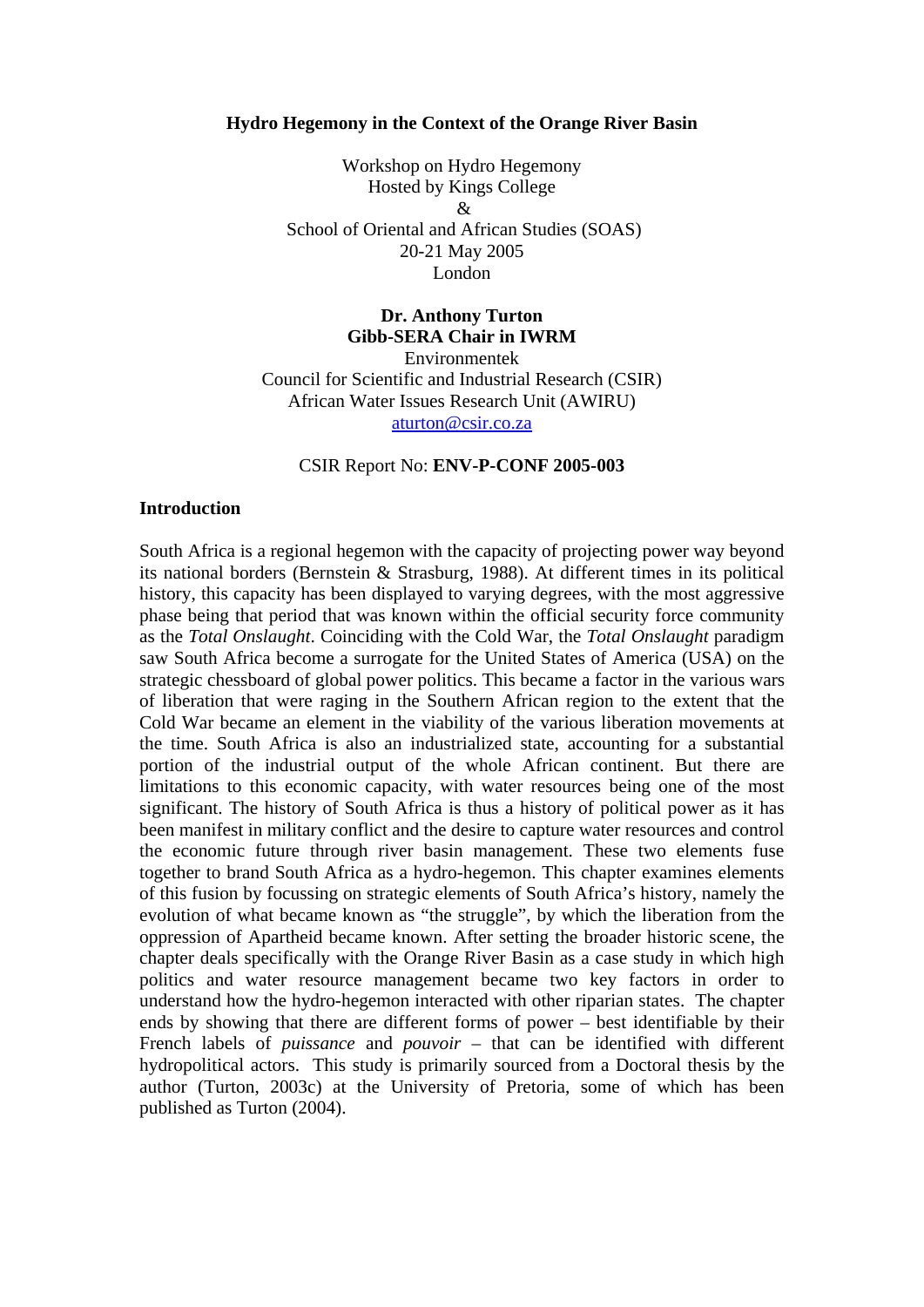# Hydro Hegemony in the Context of the Orange River Basin

Workshop on Hydro Hegemony
Hosted by Kings College
&
School of Oriental and African Studies (SOAS)
20-21 May 2005
London

**Dr. Anthony Turton**
**Gibb-SERA Chair in IWRM**
Environmentek
Council for Scientific and Industrial Research (CSIR)
African Water Issues Research Unit (AWIRU)
aturton@csir.co.za

CSIR Report No: **ENV-P-CONF 2005-003**

## Introduction

South Africa is a regional hegemon with the capacity of projecting power way beyond its national borders (Bernstein & Strasburg, 1988). At different times in its political history, this capacity has been displayed to varying degrees, with the most aggressive phase being that period that was known within the official security force community as the *Total Onslaught*. Coinciding with the Cold War, the *Total Onslaught* paradigm saw South Africa become a surrogate for the United States of America (USA) on the strategic chessboard of global power politics. This became a factor in the various wars of liberation that were raging in the Southern African region to the extent that the Cold War became an element in the viability of the various liberation movements at the time. South Africa is also an industrialized state, accounting for a substantial portion of the industrial output of the whole African continent. But there are limitations to this economic capacity, with water resources being one of the most significant. The history of South Africa is thus a history of political power as it has been manifest in military conflict and the desire to capture water resources and control the economic future through river basin management. These two elements fuse together to brand South Africa as a hydro-hegemon. This chapter examines elements of this fusion by focussing on strategic elements of South Africa's history, namely the evolution of what became known as "the struggle", by which the liberation from the oppression of Apartheid became known. After setting the broader historic scene, the chapter deals specifically with the Orange River Basin as a case study in which high politics and water resource management became two key factors in order to understand how the hydro-hegemon interacted with other riparian states. The chapter ends by showing that there are different forms of power – best identifiable by their French labels of *puissance* and *pouvoir* – that can be identified with different hydropolitical actors. This study is primarily sourced from a Doctoral thesis by the author (Turton, 2003c) at the University of Pretoria, some of which has been published as Turton (2004).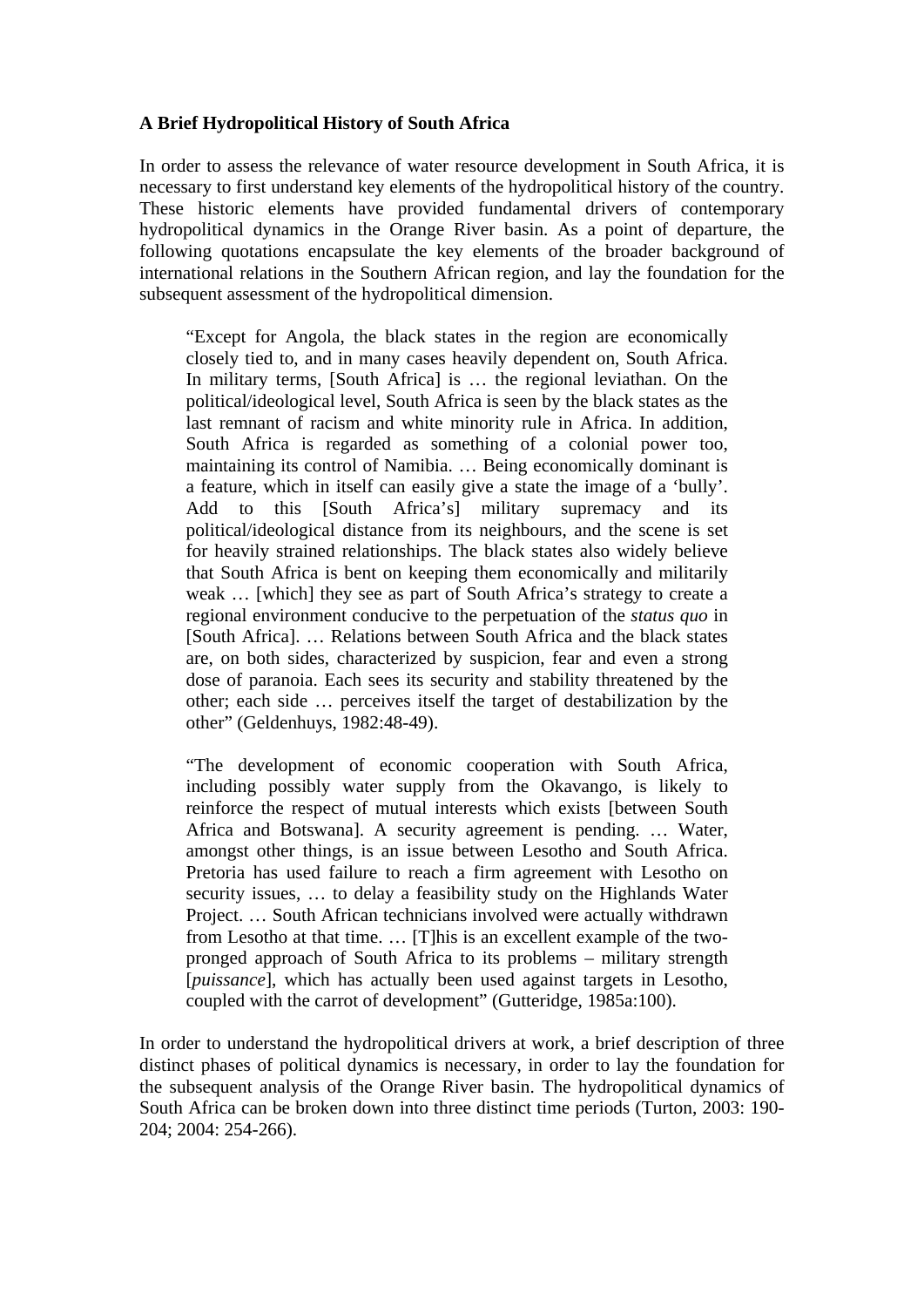**A Brief Hydropolitical History of South Africa**

In order to assess the relevance of water resource development in South Africa, it is necessary to first understand key elements of the hydropolitical history of the country. These historic elements have provided fundamental drivers of contemporary hydropolitical dynamics in the Orange River basin. As a point of departure, the following quotations encapsulate the key elements of the broader background of international relations in the Southern African region, and lay the foundation for the subsequent assessment of the hydropolitical dimension.

> "Except for Angola, the black states in the region are economically closely tied to, and in many cases heavily dependent on, South Africa. In military terms, [South Africa] is … the regional leviathan. On the political/ideological level, South Africa is seen by the black states as the last remnant of racism and white minority rule in Africa. In addition, South Africa is regarded as something of a colonial power too, maintaining its control of Namibia. … Being economically dominant is a feature, which in itself can easily give a state the image of a 'bully'. Add to this [South Africa's] military supremacy and its political/ideological distance from its neighbours, and the scene is set for heavily strained relationships. The black states also widely believe that South Africa is bent on keeping them economically and militarily weak … [which] they see as part of South Africa's strategy to create a regional environment conducive to the perpetuation of the *status quo* in [South Africa]. … Relations between South Africa and the black states are, on both sides, characterized by suspicion, fear and even a strong dose of paranoia. Each sees its security and stability threatened by the other; each side … perceives itself the target of destabilization by the other" (Geldenhuys, 1982:48-49).

> "The development of economic cooperation with South Africa, including possibly water supply from the Okavango, is likely to reinforce the respect of mutual interests which exists [between South Africa and Botswana]. A security agreement is pending. … Water, amongst other things, is an issue between Lesotho and South Africa. Pretoria has used failure to reach a firm agreement with Lesotho on security issues, … to delay a feasibility study on the Highlands Water Project. … South African technicians involved were actually withdrawn from Lesotho at that time. … [T]his is an excellent example of the two-pronged approach of South Africa to its problems – military strength [*puissance*], which has actually been used against targets in Lesotho, coupled with the carrot of development" (Gutteridge, 1985a:100).

In order to understand the hydropolitical drivers at work, a brief description of three distinct phases of political dynamics is necessary, in order to lay the foundation for the subsequent analysis of the Orange River basin. The hydropolitical dynamics of South Africa can be broken down into three distinct time periods (Turton, 2003: 190-204; 2004: 254-266).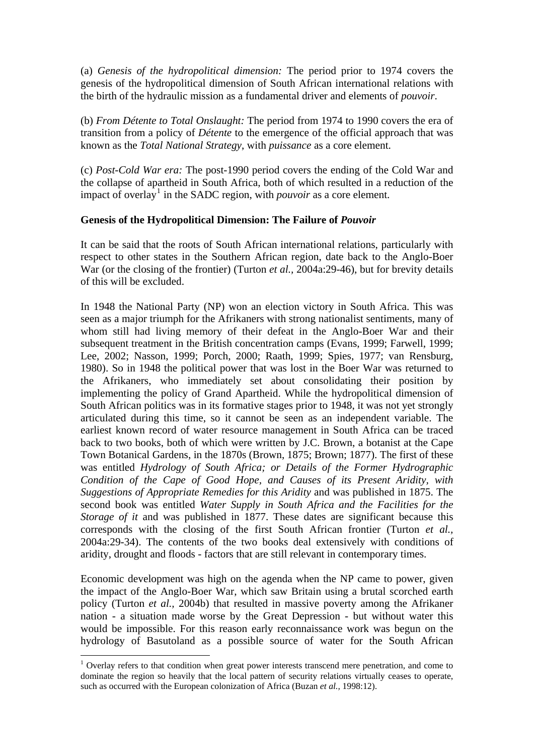(a) *Genesis of the hydropolitical dimension:* The period prior to 1974 covers the genesis of the hydropolitical dimension of South African international relations with the birth of the hydraulic mission as a fundamental driver and elements of *pouvoir*.

(b) *From Détente to Total Onslaught:* The period from 1974 to 1990 covers the era of transition from a policy of *Détente* to the emergence of the official approach that was known as the *Total National Strategy*, with *puissance* as a core element.

(c) *Post-Cold War era:* The post-1990 period covers the ending of the Cold War and the collapse of apartheid in South Africa, both of which resulted in a reduction of the impact of overlay[1] in the SADC region, with *pouvoir* as a core element.

## Genesis of the Hydropolitical Dimension: The Failure of *Pouvoir*

It can be said that the roots of South African international relations, particularly with respect to other states in the Southern African region, date back to the Anglo-Boer War (or the closing of the frontier) (Turton *et al.*, 2004a:29-46), but for brevity details of this will be excluded.

In 1948 the National Party (NP) won an election victory in South Africa. This was seen as a major triumph for the Afrikaners with strong nationalist sentiments, many of whom still had living memory of their defeat in the Anglo-Boer War and their subsequent treatment in the British concentration camps (Evans, 1999; Farwell, 1999; Lee, 2002; Nasson, 1999; Porch, 2000; Raath, 1999; Spies, 1977; van Rensburg, 1980). So in 1948 the political power that was lost in the Boer War was returned to the Afrikaners, who immediately set about consolidating their position by implementing the policy of Grand Apartheid. While the hydropolitical dimension of South African politics was in its formative stages prior to 1948, it was not yet strongly articulated during this time, so it cannot be seen as an independent variable. The earliest known record of water resource management in South Africa can be traced back to two books, both of which were written by J.C. Brown, a botanist at the Cape Town Botanical Gardens, in the 1870s (Brown, 1875; Brown; 1877). The first of these was entitled *Hydrology of South Africa; or Details of the Former Hydrographic Condition of the Cape of Good Hope, and Causes of its Present Aridity, with Suggestions of Appropriate Remedies for this Aridity* and was published in 1875. The second book was entitled *Water Supply in South Africa and the Facilities for the Storage of it* and was published in 1877. These dates are significant because this corresponds with the closing of the first South African frontier (Turton *et al.*, 2004a:29-34). The contents of the two books deal extensively with conditions of aridity, drought and floods - factors that are still relevant in contemporary times.

Economic development was high on the agenda when the NP came to power, given the impact of the Anglo-Boer War, which saw Britain using a brutal scorched earth policy (Turton *et al.*, 2004b) that resulted in massive poverty among the Afrikaner nation - a situation made worse by the Great Depression - but without water this would be impossible. For this reason early reconnaissance work was begun on the hydrology of Basutoland as a possible source of water for the South African

[1] Overlay refers to that condition when great power interests transcend mere penetration, and come to dominate the region so heavily that the local pattern of security relations virtually ceases to operate, such as occurred with the European colonization of Africa (Buzan *et al.*, 1998:12).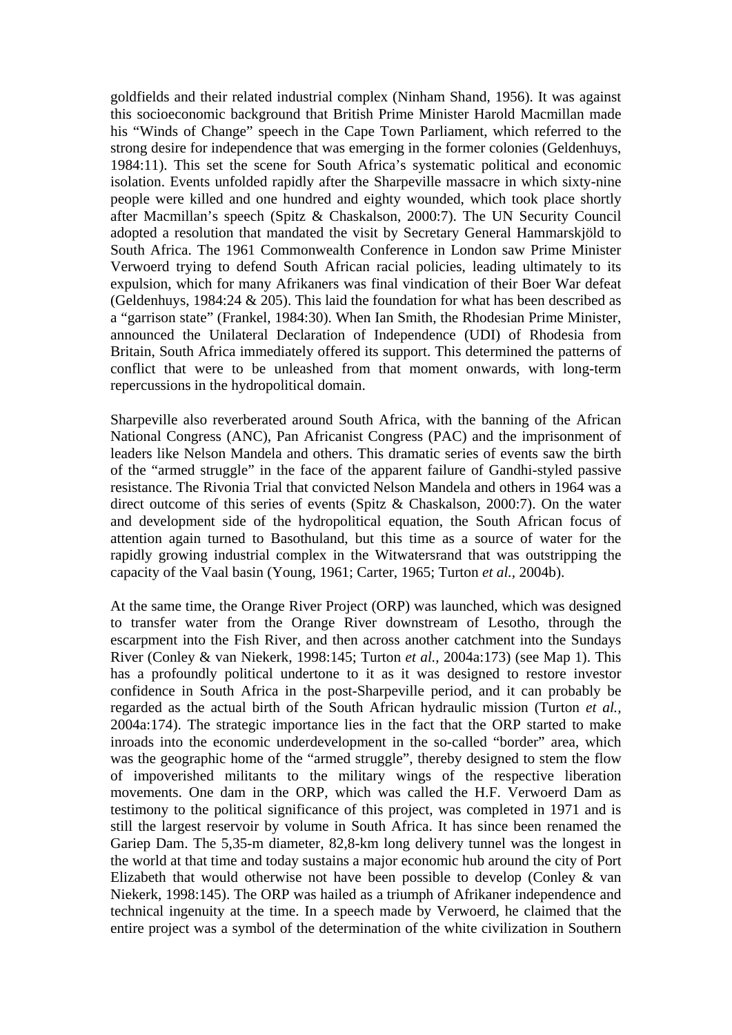goldfields and their related industrial complex (Ninham Shand, 1956). It was against this socioeconomic background that British Prime Minister Harold Macmillan made his "Winds of Change" speech in the Cape Town Parliament, which referred to the strong desire for independence that was emerging in the former colonies (Geldenhuys, 1984:11). This set the scene for South Africa's systematic political and economic isolation. Events unfolded rapidly after the Sharpeville massacre in which sixty-nine people were killed and one hundred and eighty wounded, which took place shortly after Macmillan's speech (Spitz & Chaskalson, 2000:7). The UN Security Council adopted a resolution that mandated the visit by Secretary General Hammarskjöld to South Africa. The 1961 Commonwealth Conference in London saw Prime Minister Verwoerd trying to defend South African racial policies, leading ultimately to its expulsion, which for many Afrikaners was final vindication of their Boer War defeat (Geldenhuys, 1984:24 & 205). This laid the foundation for what has been described as a "garrison state" (Frankel, 1984:30). When Ian Smith, the Rhodesian Prime Minister, announced the Unilateral Declaration of Independence (UDI) of Rhodesia from Britain, South Africa immediately offered its support. This determined the patterns of conflict that were to be unleashed from that moment onwards, with long-term repercussions in the hydropolitical domain.

Sharpeville also reverberated around South Africa, with the banning of the African National Congress (ANC), Pan Africanist Congress (PAC) and the imprisonment of leaders like Nelson Mandela and others. This dramatic series of events saw the birth of the "armed struggle" in the face of the apparent failure of Gandhi-styled passive resistance. The Rivonia Trial that convicted Nelson Mandela and others in 1964 was a direct outcome of this series of events (Spitz & Chaskalson, 2000:7). On the water and development side of the hydropolitical equation, the South African focus of attention again turned to Basothuland, but this time as a source of water for the rapidly growing industrial complex in the Witwatersrand that was outstripping the capacity of the Vaal basin (Young, 1961; Carter, 1965; Turton *et al.*, 2004b).

At the same time, the Orange River Project (ORP) was launched, which was designed to transfer water from the Orange River downstream of Lesotho, through the escarpment into the Fish River, and then across another catchment into the Sundays River (Conley & van Niekerk, 1998:145; Turton *et al.*, 2004a:173) (see Map 1). This has a profoundly political undertone to it as it was designed to restore investor confidence in South Africa in the post-Sharpeville period, and it can probably be regarded as the actual birth of the South African hydraulic mission (Turton *et al.*, 2004a:174). The strategic importance lies in the fact that the ORP started to make inroads into the economic underdevelopment in the so-called "border" area, which was the geographic home of the "armed struggle", thereby designed to stem the flow of impoverished militants to the military wings of the respective liberation movements. One dam in the ORP, which was called the H.F. Verwoerd Dam as testimony to the political significance of this project, was completed in 1971 and is still the largest reservoir by volume in South Africa. It has since been renamed the Gariep Dam. The 5,35-m diameter, 82,8-km long delivery tunnel was the longest in the world at that time and today sustains a major economic hub around the city of Port Elizabeth that would otherwise not have been possible to develop (Conley & van Niekerk, 1998:145). The ORP was hailed as a triumph of Afrikaner independence and technical ingenuity at the time. In a speech made by Verwoerd, he claimed that the entire project was a symbol of the determination of the white civilization in Southern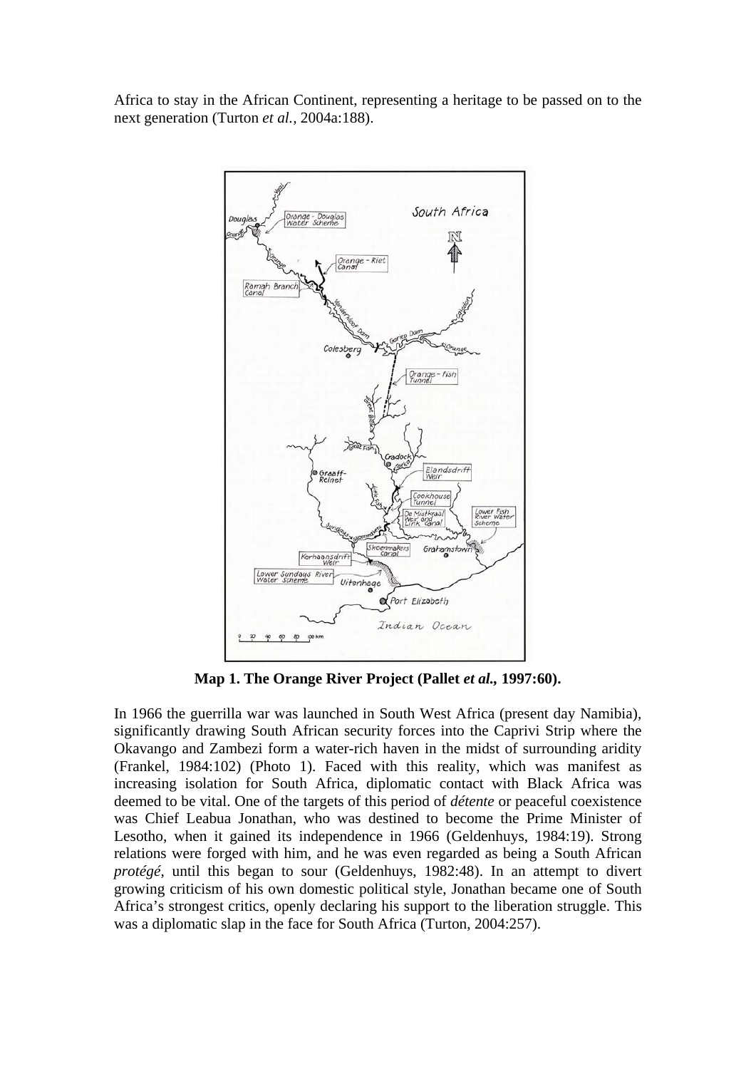Africa to stay in the African Continent, representing a heritage to be passed on to the next generation (Turton *et al.*, 2004a:188).

**Map 1. The Orange River Project (Pallet *et al.,* 1997:60).**

In 1966 the guerrilla war was launched in South West Africa (present day Namibia), significantly drawing South African security forces into the Caprivi Strip where the Okavango and Zambezi form a water-rich haven in the midst of surrounding aridity (Frankel, 1984:102) (Photo 1). Faced with this reality, which was manifest as increasing isolation for South Africa, diplomatic contact with Black Africa was deemed to be vital. One of the targets of this period of *détente* or peaceful coexistence was Chief Leabua Jonathan, who was destined to become the Prime Minister of Lesotho, when it gained its independence in 1966 (Geldenhuys, 1984:19). Strong relations were forged with him, and he was even regarded as being a South African *protégé*, until this began to sour (Geldenhuys, 1982:48). In an attempt to divert growing criticism of his own domestic political style, Jonathan became one of South Africa's strongest critics, openly declaring his support to the liberation struggle. This was a diplomatic slap in the face for South Africa (Turton, 2004:257).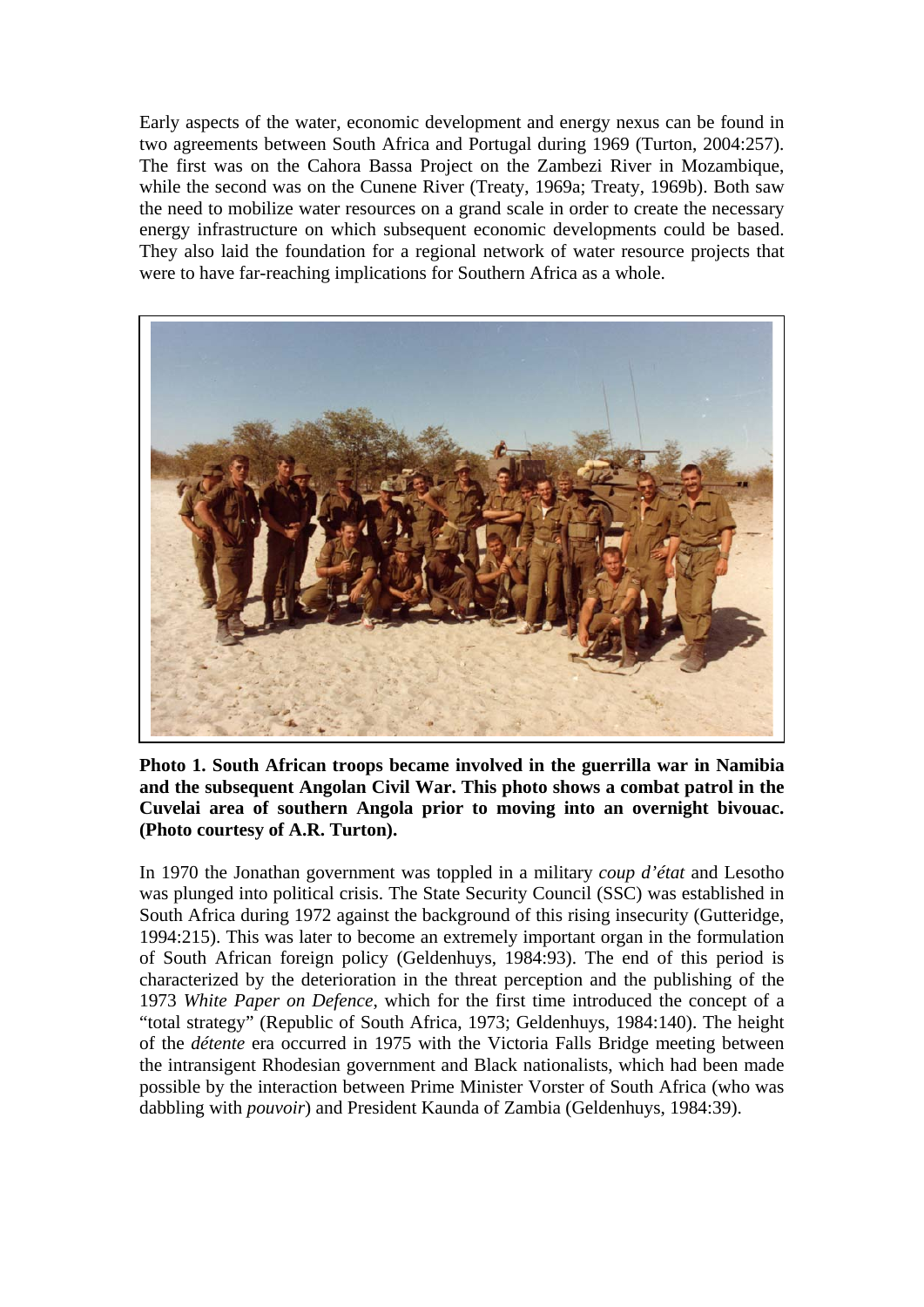Early aspects of the water, economic development and energy nexus can be found in two agreements between South Africa and Portugal during 1969 (Turton, 2004:257). The first was on the Cahora Bassa Project on the Zambezi River in Mozambique, while the second was on the Cunene River (Treaty, 1969a; Treaty, 1969b). Both saw the need to mobilize water resources on a grand scale in order to create the necessary energy infrastructure on which subsequent economic developments could be based. They also laid the foundation for a regional network of water resource projects that were to have far-reaching implications for Southern Africa as a whole.

**Photo 1. South African troops became involved in the guerrilla war in Namibia and the subsequent Angolan Civil War. This photo shows a combat patrol in the Cuvelai area of southern Angola prior to moving into an overnight bivouac. (Photo courtesy of A.R. Turton).**

In 1970 the Jonathan government was toppled in a military *coup d'état* and Lesotho was plunged into political crisis. The State Security Council (SSC) was established in South Africa during 1972 against the background of this rising insecurity (Gutteridge, 1994:215). This was later to become an extremely important organ in the formulation of South African foreign policy (Geldenhuys, 1984:93). The end of this period is characterized by the deterioration in the threat perception and the publishing of the 1973 *White Paper on Defence*, which for the first time introduced the concept of a "total strategy" (Republic of South Africa, 1973; Geldenhuys, 1984:140). The height of the *détente* era occurred in 1975 with the Victoria Falls Bridge meeting between the intransigent Rhodesian government and Black nationalists, which had been made possible by the interaction between Prime Minister Vorster of South Africa (who was dabbling with *pouvoir*) and President Kaunda of Zambia (Geldenhuys, 1984:39).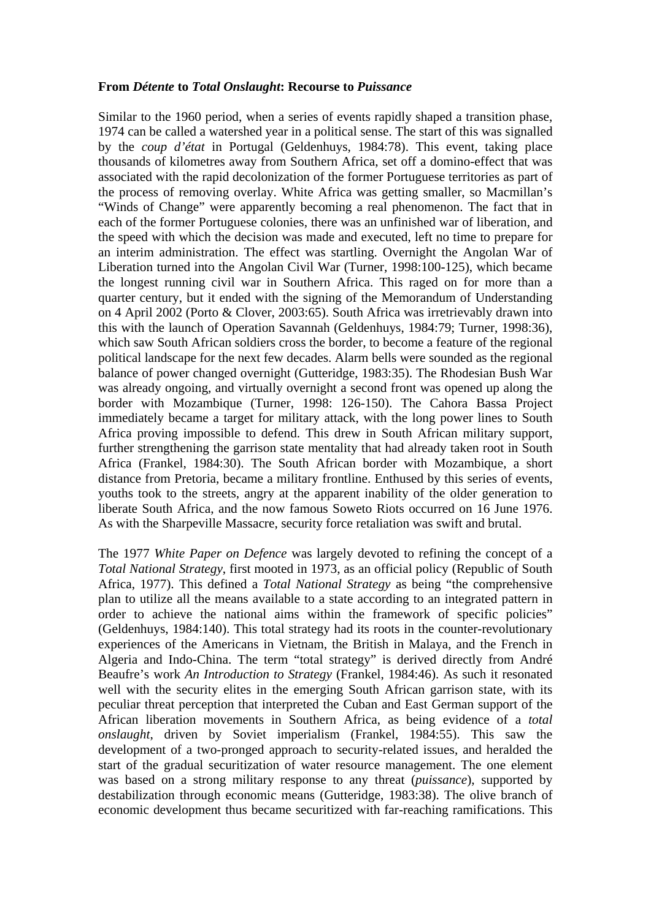**From *Détente* to *Total Onslaught*: Recourse to *Puissance***

Similar to the 1960 period, when a series of events rapidly shaped a transition phase, 1974 can be called a watershed year in a political sense. The start of this was signalled by the *coup d'état* in Portugal (Geldenhuys, 1984:78). This event, taking place thousands of kilometres away from Southern Africa, set off a domino-effect that was associated with the rapid decolonization of the former Portuguese territories as part of the process of removing overlay. White Africa was getting smaller, so Macmillan's "Winds of Change" were apparently becoming a real phenomenon. The fact that in each of the former Portuguese colonies, there was an unfinished war of liberation, and the speed with which the decision was made and executed, left no time to prepare for an interim administration. The effect was startling. Overnight the Angolan War of Liberation turned into the Angolan Civil War (Turner, 1998:100-125), which became the longest running civil war in Southern Africa. This raged on for more than a quarter century, but it ended with the signing of the Memorandum of Understanding on 4 April 2002 (Porto & Clover, 2003:65). South Africa was irretrievably drawn into this with the launch of Operation Savannah (Geldenhuys, 1984:79; Turner, 1998:36), which saw South African soldiers cross the border, to become a feature of the regional political landscape for the next few decades. Alarm bells were sounded as the regional balance of power changed overnight (Gutteridge, 1983:35). The Rhodesian Bush War was already ongoing, and virtually overnight a second front was opened up along the border with Mozambique (Turner, 1998: 126-150). The Cahora Bassa Project immediately became a target for military attack, with the long power lines to South Africa proving impossible to defend. This drew in South African military support, further strengthening the garrison state mentality that had already taken root in South Africa (Frankel, 1984:30). The South African border with Mozambique, a short distance from Pretoria, became a military frontline. Enthused by this series of events, youths took to the streets, angry at the apparent inability of the older generation to liberate South Africa, and the now famous Soweto Riots occurred on 16 June 1976. As with the Sharpeville Massacre, security force retaliation was swift and brutal.

The 1977 *White Paper on Defence* was largely devoted to refining the concept of a *Total National Strategy*, first mooted in 1973, as an official policy (Republic of South Africa, 1977). This defined a *Total National Strategy* as being "the comprehensive plan to utilize all the means available to a state according to an integrated pattern in order to achieve the national aims within the framework of specific policies" (Geldenhuys, 1984:140). This total strategy had its roots in the counter-revolutionary experiences of the Americans in Vietnam, the British in Malaya, and the French in Algeria and Indo-China. The term "total strategy" is derived directly from André Beaufre's work *An Introduction to Strategy* (Frankel, 1984:46). As such it resonated well with the security elites in the emerging South African garrison state, with its peculiar threat perception that interpreted the Cuban and East German support of the African liberation movements in Southern Africa, as being evidence of a *total onslaught*, driven by Soviet imperialism (Frankel, 1984:55). This saw the development of a two-pronged approach to security-related issues, and heralded the start of the gradual securitization of water resource management. The one element was based on a strong military response to any threat (*puissance*), supported by destabilization through economic means (Gutteridge, 1983:38). The olive branch of economic development thus became securitized with far-reaching ramifications. This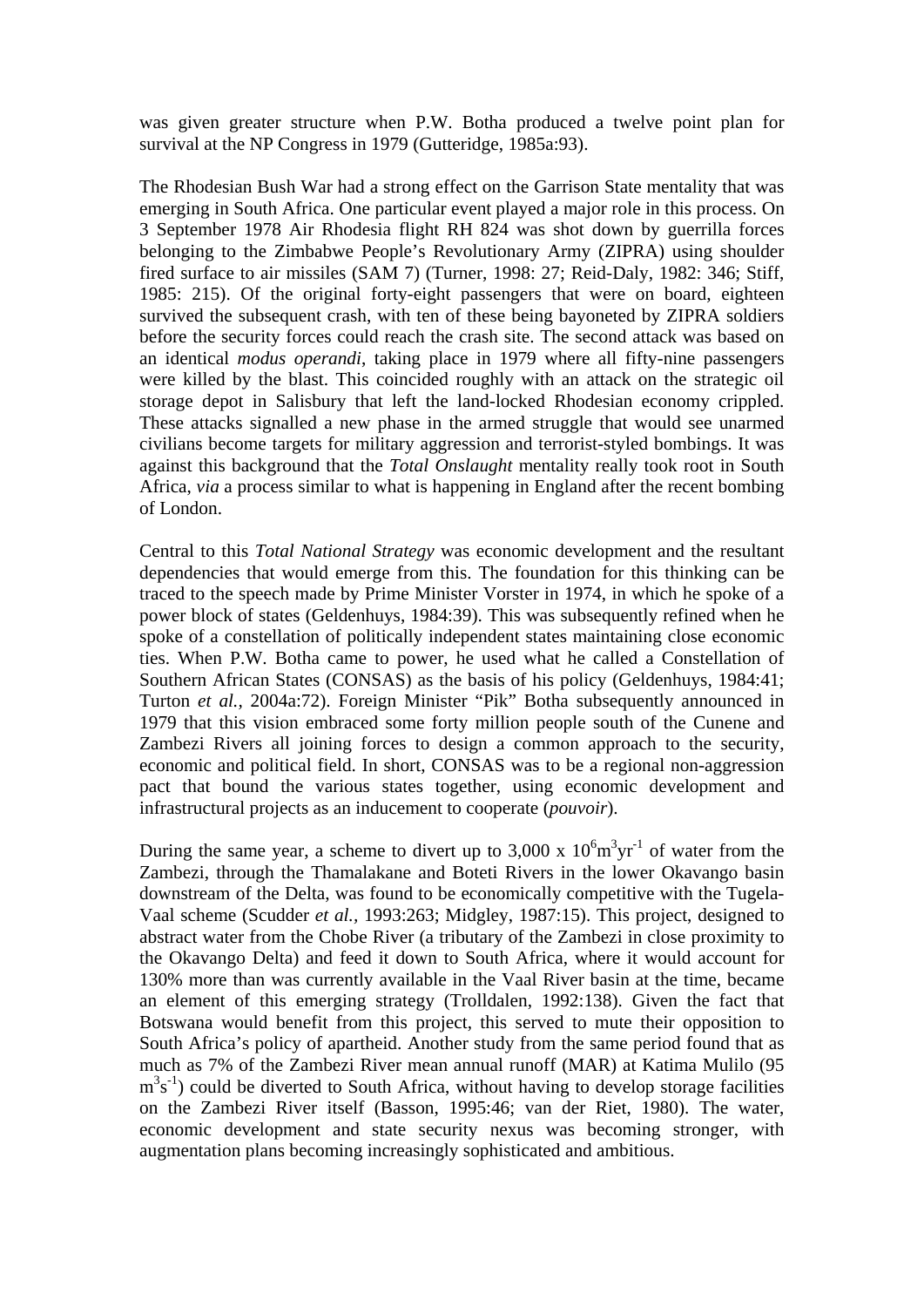was given greater structure when P.W. Botha produced a twelve point plan for survival at the NP Congress in 1979 (Gutteridge, 1985a:93).

The Rhodesian Bush War had a strong effect on the Garrison State mentality that was emerging in South Africa. One particular event played a major role in this process. On 3 September 1978 Air Rhodesia flight RH 824 was shot down by guerrilla forces belonging to the Zimbabwe People's Revolutionary Army (ZIPRA) using shoulder fired surface to air missiles (SAM 7) (Turner, 1998: 27; Reid-Daly, 1982: 346; Stiff, 1985: 215). Of the original forty-eight passengers that were on board, eighteen survived the subsequent crash, with ten of these being bayoneted by ZIPRA soldiers before the security forces could reach the crash site. The second attack was based on an identical *modus operandi*, taking place in 1979 where all fifty-nine passengers were killed by the blast. This coincided roughly with an attack on the strategic oil storage depot in Salisbury that left the land-locked Rhodesian economy crippled. These attacks signalled a new phase in the armed struggle that would see unarmed civilians become targets for military aggression and terrorist-styled bombings. It was against this background that the *Total Onslaught* mentality really took root in South Africa, *via* a process similar to what is happening in England after the recent bombing of London.

Central to this *Total National Strategy* was economic development and the resultant dependencies that would emerge from this. The foundation for this thinking can be traced to the speech made by Prime Minister Vorster in 1974, in which he spoke of a power block of states (Geldenhuys, 1984:39). This was subsequently refined when he spoke of a constellation of politically independent states maintaining close economic ties. When P.W. Botha came to power, he used what he called a Constellation of Southern African States (CONSAS) as the basis of his policy (Geldenhuys, 1984:41; Turton *et al.,* 2004a:72). Foreign Minister "Pik" Botha subsequently announced in 1979 that this vision embraced some forty million people south of the Cunene and Zambezi Rivers all joining forces to design a common approach to the security, economic and political field. In short, CONSAS was to be a regional non-aggression pact that bound the various states together, using economic development and infrastructural projects as an inducement to cooperate (*pouvoir*).

During the same year, a scheme to divert up to 3,000 x $10^6 m^3 yr^{-1}$ of water from the Zambezi, through the Thamalakane and Boteti Rivers in the lower Okavango basin downstream of the Delta, was found to be economically competitive with the Tugela-Vaal scheme (Scudder *et al.,* 1993:263; Midgley, 1987:15). This project, designed to abstract water from the Chobe River (a tributary of the Zambezi in close proximity to the Okavango Delta) and feed it down to South Africa, where it would account for 130% more than was currently available in the Vaal River basin at the time, became an element of this emerging strategy (Trolldalen, 1992:138). Given the fact that Botswana would benefit from this project, this served to mute their opposition to South Africa's policy of apartheid. Another study from the same period found that as much as 7% of the Zambezi River mean annual runoff (MAR) at Katima Mulilo (95 $m^3 s^{-1}$) could be diverted to South Africa, without having to develop storage facilities on the Zambezi River itself (Basson, 1995:46; van der Riet, 1980). The water, economic development and state security nexus was becoming stronger, with augmentation plans becoming increasingly sophisticated and ambitious.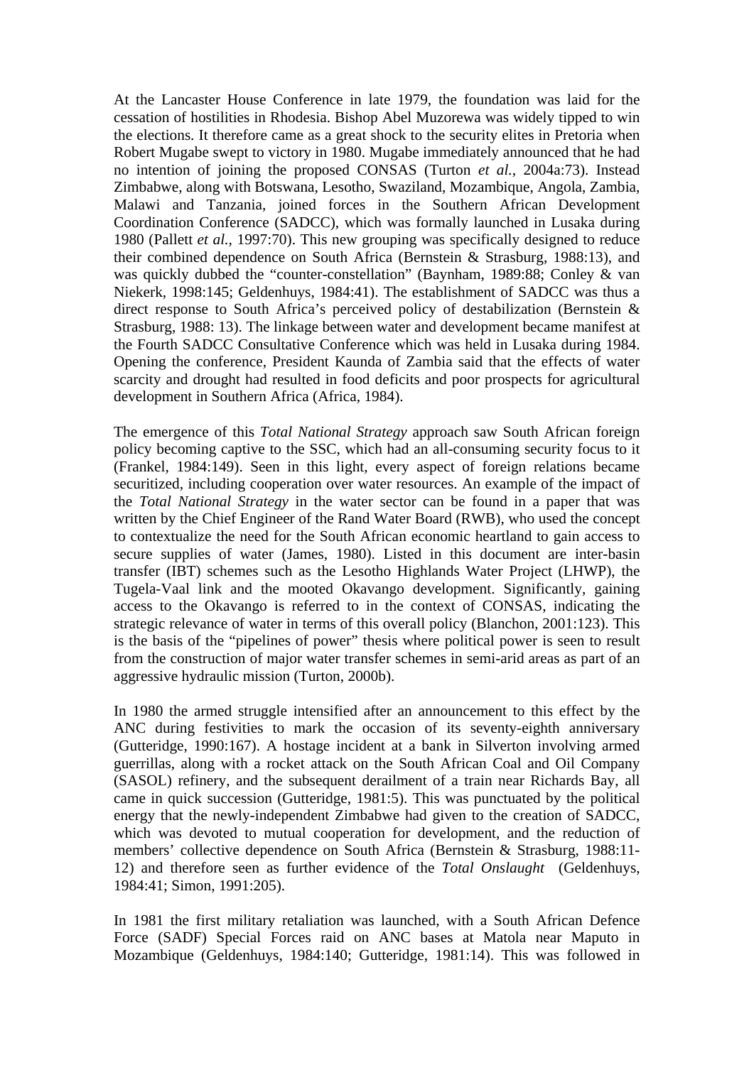At the Lancaster House Conference in late 1979, the foundation was laid for the cessation of hostilities in Rhodesia. Bishop Abel Muzorewa was widely tipped to win the elections. It therefore came as a great shock to the security elites in Pretoria when Robert Mugabe swept to victory in 1980. Mugabe immediately announced that he had no intention of joining the proposed CONSAS (Turton *et al.*, 2004a:73). Instead Zimbabwe, along with Botswana, Lesotho, Swaziland, Mozambique, Angola, Zambia, Malawi and Tanzania, joined forces in the Southern African Development Coordination Conference (SADCC), which was formally launched in Lusaka during 1980 (Pallett *et al.*, 1997:70). This new grouping was specifically designed to reduce their combined dependence on South Africa (Bernstein & Strasburg, 1988:13), and was quickly dubbed the "counter-constellation" (Baynham, 1989:88; Conley & van Niekerk, 1998:145; Geldenhuys, 1984:41). The establishment of SADCC was thus a direct response to South Africa's perceived policy of destabilization (Bernstein & Strasburg, 1988: 13). The linkage between water and development became manifest at the Fourth SADCC Consultative Conference which was held in Lusaka during 1984. Opening the conference, President Kaunda of Zambia said that the effects of water scarcity and drought had resulted in food deficits and poor prospects for agricultural development in Southern Africa (Africa, 1984).

The emergence of this *Total National Strategy* approach saw South African foreign policy becoming captive to the SSC, which had an all-consuming security focus to it (Frankel, 1984:149). Seen in this light, every aspect of foreign relations became securitized, including cooperation over water resources. An example of the impact of the *Total National Strategy* in the water sector can be found in a paper that was written by the Chief Engineer of the Rand Water Board (RWB), who used the concept to contextualize the need for the South African economic heartland to gain access to secure supplies of water (James, 1980). Listed in this document are inter-basin transfer (IBT) schemes such as the Lesotho Highlands Water Project (LHWP), the Tugela-Vaal link and the mooted Okavango development. Significantly, gaining access to the Okavango is referred to in the context of CONSAS, indicating the strategic relevance of water in terms of this overall policy (Blanchon, 2001:123). This is the basis of the "pipelines of power" thesis where political power is seen to result from the construction of major water transfer schemes in semi-arid areas as part of an aggressive hydraulic mission (Turton, 2000b).

In 1980 the armed struggle intensified after an announcement to this effect by the ANC during festivities to mark the occasion of its seventy-eighth anniversary (Gutteridge, 1990:167). A hostage incident at a bank in Silverton involving armed guerrillas, along with a rocket attack on the South African Coal and Oil Company (SASOL) refinery, and the subsequent derailment of a train near Richards Bay, all came in quick succession (Gutteridge, 1981:5). This was punctuated by the political energy that the newly-independent Zimbabwe had given to the creation of SADCC, which was devoted to mutual cooperation for development, and the reduction of members' collective dependence on South Africa (Bernstein & Strasburg, 1988:11-12) and therefore seen as further evidence of the *Total Onslaught* (Geldenhuys, 1984:41; Simon, 1991:205).

In 1981 the first military retaliation was launched, with a South African Defence Force (SADF) Special Forces raid on ANC bases at Matola near Maputo in Mozambique (Geldenhuys, 1984:140; Gutteridge, 1981:14). This was followed in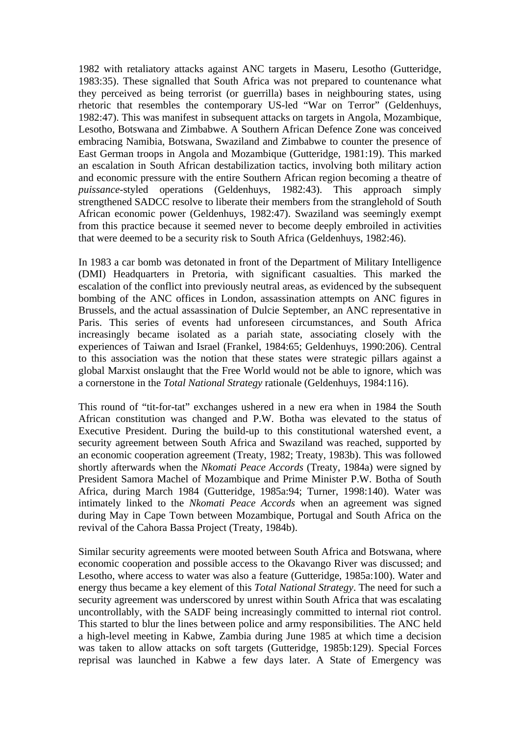1982 with retaliatory attacks against ANC targets in Maseru, Lesotho (Gutteridge, 1983:35). These signalled that South Africa was not prepared to countenance what they perceived as being terrorist (or guerrilla) bases in neighbouring states, using rhetoric that resembles the contemporary US-led "War on Terror" (Geldenhuys, 1982:47). This was manifest in subsequent attacks on targets in Angola, Mozambique, Lesotho, Botswana and Zimbabwe. A Southern African Defence Zone was conceived embracing Namibia, Botswana, Swaziland and Zimbabwe to counter the presence of East German troops in Angola and Mozambique (Gutteridge, 1981:19). This marked an escalation in South African destabilization tactics, involving both military action and economic pressure with the entire Southern African region becoming a theatre of *puissance*-styled operations (Geldenhuys, 1982:43). This approach simply strengthened SADCC resolve to liberate their members from the stranglehold of South African economic power (Geldenhuys, 1982:47). Swaziland was seemingly exempt from this practice because it seemed never to become deeply embroiled in activities that were deemed to be a security risk to South Africa (Geldenhuys, 1982:46).

In 1983 a car bomb was detonated in front of the Department of Military Intelligence (DMI) Headquarters in Pretoria, with significant casualties. This marked the escalation of the conflict into previously neutral areas, as evidenced by the subsequent bombing of the ANC offices in London, assassination attempts on ANC figures in Brussels, and the actual assassination of Dulcie September, an ANC representative in Paris. This series of events had unforeseen circumstances, and South Africa increasingly became isolated as a pariah state, associating closely with the experiences of Taiwan and Israel (Frankel, 1984:65; Geldenhuys, 1990:206). Central to this association was the notion that these states were strategic pillars against a global Marxist onslaught that the Free World would not be able to ignore, which was a cornerstone in the *Total National Strategy* rationale (Geldenhuys, 1984:116).

This round of "tit-for-tat" exchanges ushered in a new era when in 1984 the South African constitution was changed and P.W. Botha was elevated to the status of Executive President. During the build-up to this constitutional watershed event, a security agreement between South Africa and Swaziland was reached, supported by an economic cooperation agreement (Treaty, 1982; Treaty, 1983b). This was followed shortly afterwards when the *Nkomati Peace Accords* (Treaty, 1984a) were signed by President Samora Machel of Mozambique and Prime Minister P.W. Botha of South Africa, during March 1984 (Gutteridge, 1985a:94; Turner, 1998:140). Water was intimately linked to the *Nkomati Peace Accords* when an agreement was signed during May in Cape Town between Mozambique, Portugal and South Africa on the revival of the Cahora Bassa Project (Treaty, 1984b).

Similar security agreements were mooted between South Africa and Botswana, where economic cooperation and possible access to the Okavango River was discussed; and Lesotho, where access to water was also a feature (Gutteridge, 1985a:100). Water and energy thus became a key element of this *Total National Strategy*. The need for such a security agreement was underscored by unrest within South Africa that was escalating uncontrollably, with the SADF being increasingly committed to internal riot control. This started to blur the lines between police and army responsibilities. The ANC held a high-level meeting in Kabwe, Zambia during June 1985 at which time a decision was taken to allow attacks on soft targets (Gutteridge, 1985b:129). Special Forces reprisal was launched in Kabwe a few days later. A State of Emergency was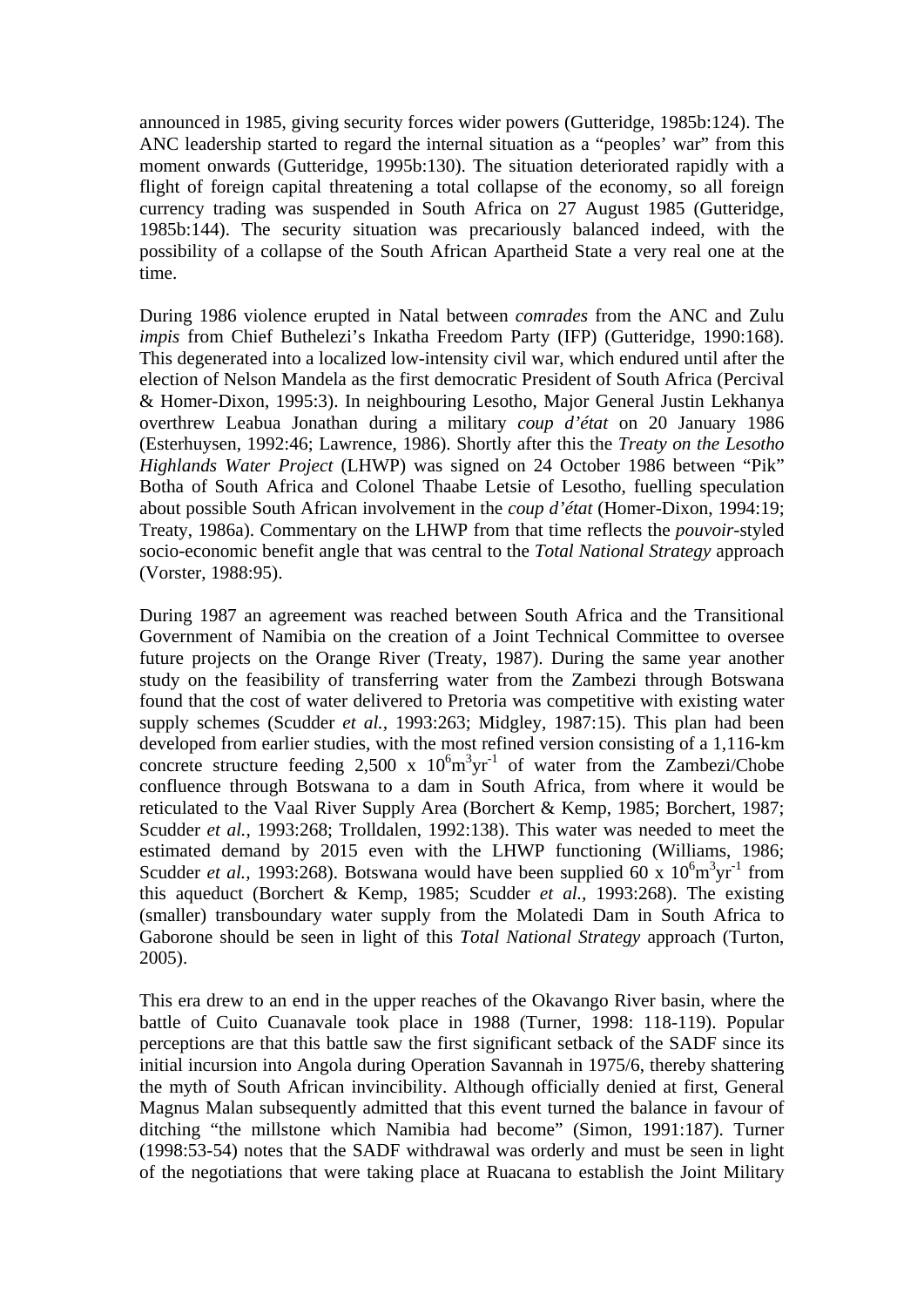announced in 1985, giving security forces wider powers (Gutteridge, 1985b:124). The ANC leadership started to regard the internal situation as a "peoples' war" from this moment onwards (Gutteridge, 1995b:130). The situation deteriorated rapidly with a flight of foreign capital threatening a total collapse of the economy, so all foreign currency trading was suspended in South Africa on 27 August 1985 (Gutteridge, 1985b:144). The security situation was precariously balanced indeed, with the possibility of a collapse of the South African Apartheid State a very real one at the time.

During 1986 violence erupted in Natal between *comrades* from the ANC and Zulu *impis* from Chief Buthelezi's Inkatha Freedom Party (IFP) (Gutteridge, 1990:168). This degenerated into a localized low-intensity civil war, which endured until after the election of Nelson Mandela as the first democratic President of South Africa (Percival & Homer-Dixon, 1995:3). In neighbouring Lesotho, Major General Justin Lekhanya overthrew Leabua Jonathan during a military *coup d'état* on 20 January 1986 (Esterhuysen, 1992:46; Lawrence, 1986). Shortly after this the *Treaty on the Lesotho Highlands Water Project* (LHWP) was signed on 24 October 1986 between "Pik" Botha of South Africa and Colonel Thaabe Letsie of Lesotho, fuelling speculation about possible South African involvement in the *coup d'état* (Homer-Dixon, 1994:19; Treaty, 1986a). Commentary on the LHWP from that time reflects the *pouvoir*-styled socio-economic benefit angle that was central to the *Total National Strategy* approach (Vorster, 1988:95).

During 1987 an agreement was reached between South Africa and the Transitional Government of Namibia on the creation of a Joint Technical Committee to oversee future projects on the Orange River (Treaty, 1987). During the same year another study on the feasibility of transferring water from the Zambezi through Botswana found that the cost of water delivered to Pretoria was competitive with existing water supply schemes (Scudder *et al.*, 1993:263; Midgley, 1987:15). This plan had been developed from earlier studies, with the most refined version consisting of a 1,116-km concrete structure feeding 2,500 x $10^6 m^3 yr^{-1}$ of water from the Zambezi/Chobe confluence through Botswana to a dam in South Africa, from where it would be reticulated to the Vaal River Supply Area (Borchert & Kemp, 1985; Borchert, 1987; Scudder *et al.*, 1993:268; Trolldalen, 1992:138). This water was needed to meet the estimated demand by 2015 even with the LHWP functioning (Williams, 1986; Scudder *et al.*, 1993:268). Botswana would have been supplied 60 x $10^6 m^3 yr^{-1}$ from this aqueduct (Borchert & Kemp, 1985; Scudder *et al.*, 1993:268). The existing (smaller) transboundary water supply from the Molatedi Dam in South Africa to Gaborone should be seen in light of this *Total National Strategy* approach (Turton, 2005).

This era drew to an end in the upper reaches of the Okavango River basin, where the battle of Cuito Cuanavale took place in 1988 (Turner, 1998: 118-119). Popular perceptions are that this battle saw the first significant setback of the SADF since its initial incursion into Angola during Operation Savannah in 1975/6, thereby shattering the myth of South African invincibility. Although officially denied at first, General Magnus Malan subsequently admitted that this event turned the balance in favour of ditching "the millstone which Namibia had become" (Simon, 1991:187). Turner (1998:53-54) notes that the SADF withdrawal was orderly and must be seen in light of the negotiations that were taking place at Ruacana to establish the Joint Military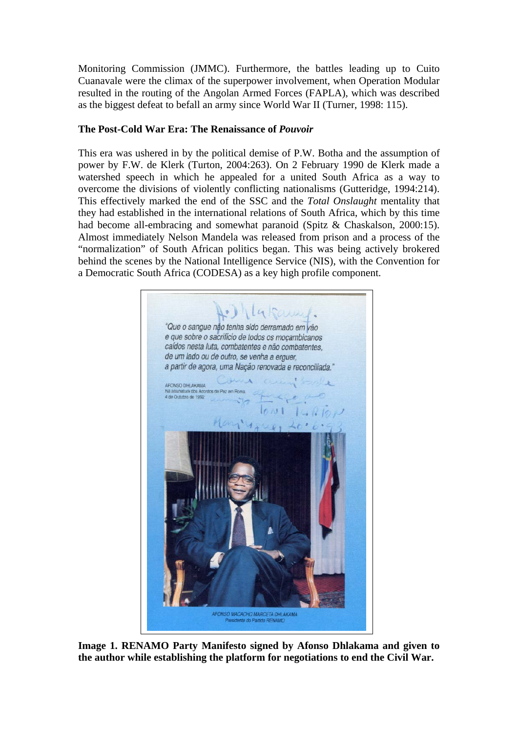Monitoring Commission (JMMC). Furthermore, the battles leading up to Cuito Cuanavale were the climax of the superpower involvement, when Operation Modular resulted in the routing of the Angolan Armed Forces (FAPLA), which was described as the biggest defeat to befall an army since World War II (Turner, 1998: 115).

**The Post-Cold War Era: The Renaissance of *Pouvoir***

This era was ushered in by the political demise of P.W. Botha and the assumption of power by F.W. de Klerk (Turton, 2004:263). On 2 February 1990 de Klerk made a watershed speech in which he appealed for a united South Africa as a way to overcome the divisions of violently conflicting nationalisms (Gutteridge, 1994:214). This effectively marked the end of the SSC and the *Total Onslaught* mentality that they had established in the international relations of South Africa, which by this time had become all-embracing and somewhat paranoid (Spitz & Chaskalson, 2000:15). Almost immediately Nelson Mandela was released from prison and a process of the "normalization" of South African politics began. This was being actively brokered behind the scenes by the National Intelligence Service (NIS), with the Convention for a Democratic South Africa (CODESA) as a key high profile component.

**Image 1. RENAMO Party Manifesto signed by Afonso Dhlakama and given to the author while establishing the platform for negotiations to end the Civil War.**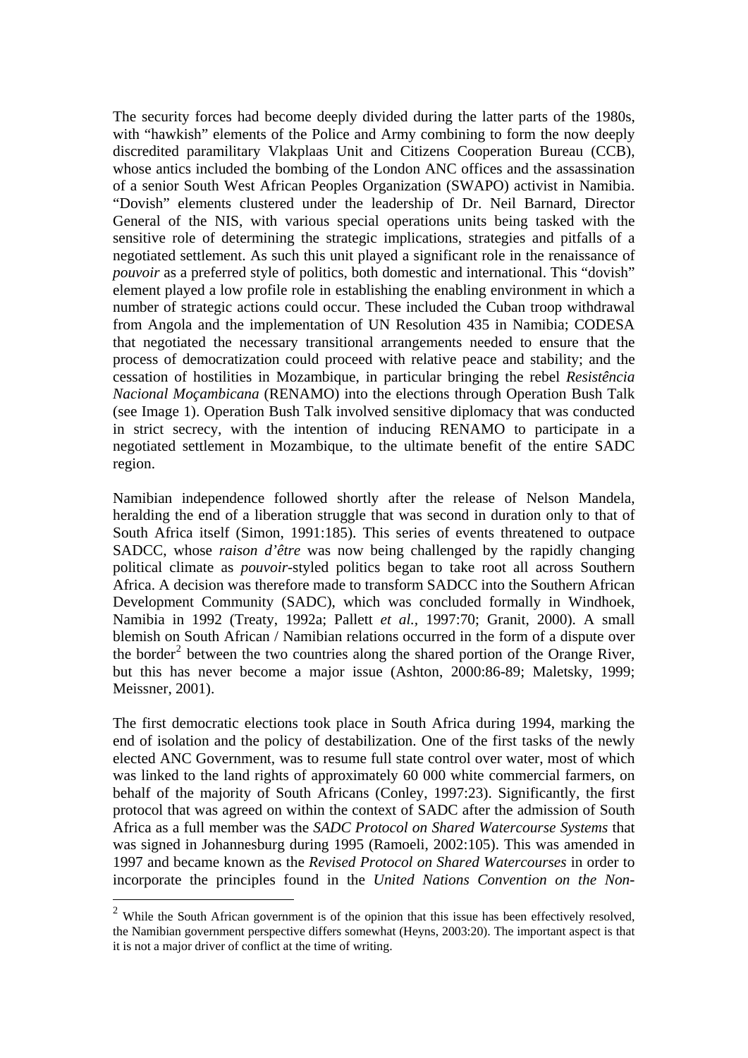The security forces had become deeply divided during the latter parts of the 1980s, with "hawkish" elements of the Police and Army combining to form the now deeply discredited paramilitary Vlakplaas Unit and Citizens Cooperation Bureau (CCB), whose antics included the bombing of the London ANC offices and the assassination of a senior South West African Peoples Organization (SWAPO) activist in Namibia. "Dovish" elements clustered under the leadership of Dr. Neil Barnard, Director General of the NIS, with various special operations units being tasked with the sensitive role of determining the strategic implications, strategies and pitfalls of a negotiated settlement. As such this unit played a significant role in the renaissance of *pouvoir* as a preferred style of politics, both domestic and international. This "dovish" element played a low profile role in establishing the enabling environment in which a number of strategic actions could occur. These included the Cuban troop withdrawal from Angola and the implementation of UN Resolution 435 in Namibia; CODESA that negotiated the necessary transitional arrangements needed to ensure that the process of democratization could proceed with relative peace and stability; and the cessation of hostilities in Mozambique, in particular bringing the rebel *Resistência Nacional Moçambicana* (RENAMO) into the elections through Operation Bush Talk (see Image 1). Operation Bush Talk involved sensitive diplomacy that was conducted in strict secrecy, with the intention of inducing RENAMO to participate in a negotiated settlement in Mozambique, to the ultimate benefit of the entire SADC region.

Namibian independence followed shortly after the release of Nelson Mandela, heralding the end of a liberation struggle that was second in duration only to that of South Africa itself (Simon, 1991:185). This series of events threatened to outpace SADCC, whose *raison d'être* was now being challenged by the rapidly changing political climate as *pouvoir*-styled politics began to take root all across Southern Africa. A decision was therefore made to transform SADCC into the Southern African Development Community (SADC), which was concluded formally in Windhoek, Namibia in 1992 (Treaty, 1992a; Pallett *et al.*, 1997:70; Granit, 2000). A small blemish on South African / Namibian relations occurred in the form of a dispute over the border[2] between the two countries along the shared portion of the Orange River, but this has never become a major issue (Ashton, 2000:86-89; Maletsky, 1999; Meissner, 2001).

The first democratic elections took place in South Africa during 1994, marking the end of isolation and the policy of destabilization. One of the first tasks of the newly elected ANC Government, was to resume full state control over water, most of which was linked to the land rights of approximately 60 000 white commercial farmers, on behalf of the majority of South Africans (Conley, 1997:23). Significantly, the first protocol that was agreed on within the context of SADC after the admission of South Africa as a full member was the *SADC Protocol on Shared Watercourse Systems* that was signed in Johannesburg during 1995 (Ramoeli, 2002:105). This was amended in 1997 and became known as the *Revised Protocol on Shared Watercourses* in order to incorporate the principles found in the *United Nations Convention on the Non-*

[2] While the South African government is of the opinion that this issue has been effectively resolved, the Namibian government perspective differs somewhat (Heyns, 2003:20). The important aspect is that it is not a major driver of conflict at the time of writing.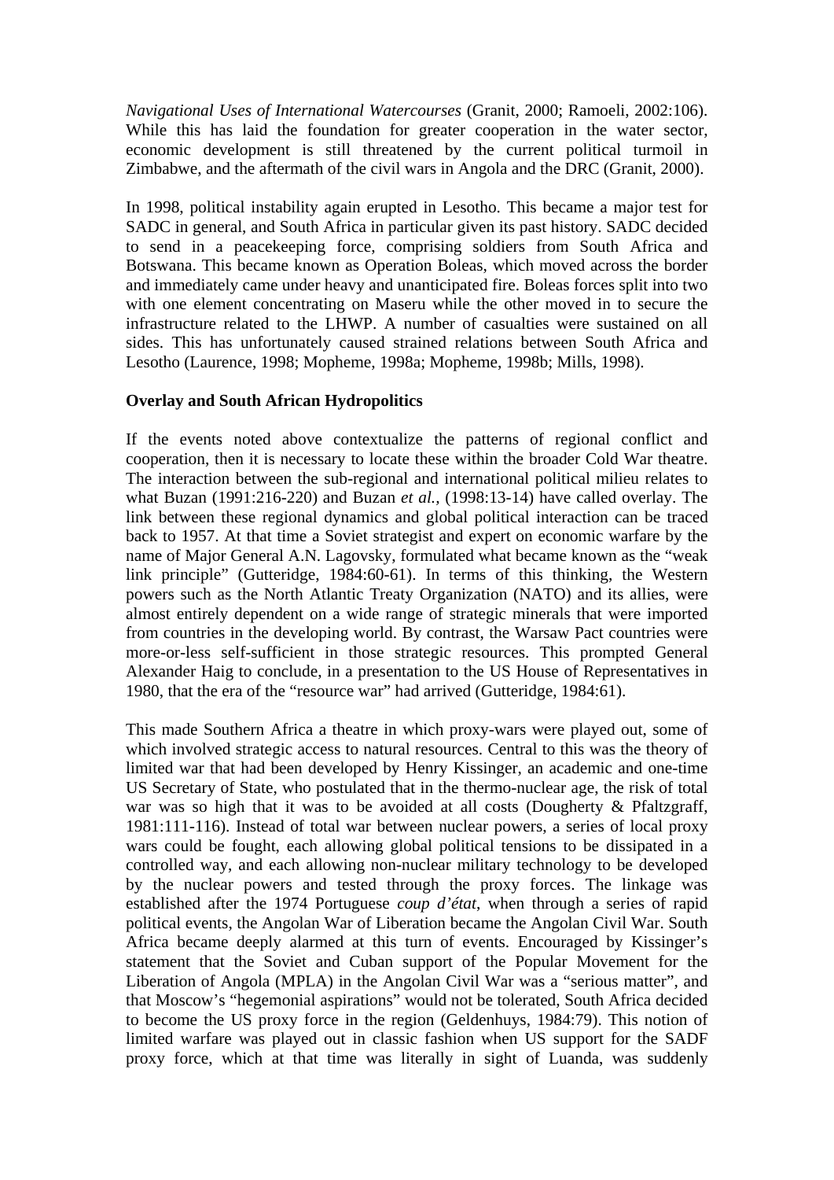*Navigational Uses of International Watercourses* (Granit, 2000; Ramoeli, 2002:106). While this has laid the foundation for greater cooperation in the water sector, economic development is still threatened by the current political turmoil in Zimbabwe, and the aftermath of the civil wars in Angola and the DRC (Granit, 2000).

In 1998, political instability again erupted in Lesotho. This became a major test for SADC in general, and South Africa in particular given its past history. SADC decided to send in a peacekeeping force, comprising soldiers from South Africa and Botswana. This became known as Operation Boleas, which moved across the border and immediately came under heavy and unanticipated fire. Boleas forces split into two with one element concentrating on Maseru while the other moved in to secure the infrastructure related to the LHWP. A number of casualties were sustained on all sides. This has unfortunately caused strained relations between South Africa and Lesotho (Laurence, 1998; Mopheme, 1998a; Mopheme, 1998b; Mills, 1998).

**Overlay and South African Hydropolitics**

If the events noted above contextualize the patterns of regional conflict and cooperation, then it is necessary to locate these within the broader Cold War theatre. The interaction between the sub-regional and international political milieu relates to what Buzan (1991:216-220) and Buzan *et al.,* (1998:13-14) have called overlay. The link between these regional dynamics and global political interaction can be traced back to 1957. At that time a Soviet strategist and expert on economic warfare by the name of Major General A.N. Lagovsky, formulated what became known as the "weak link principle" (Gutteridge, 1984:60-61). In terms of this thinking, the Western powers such as the North Atlantic Treaty Organization (NATO) and its allies, were almost entirely dependent on a wide range of strategic minerals that were imported from countries in the developing world. By contrast, the Warsaw Pact countries were more-or-less self-sufficient in those strategic resources. This prompted General Alexander Haig to conclude, in a presentation to the US House of Representatives in 1980, that the era of the "resource war" had arrived (Gutteridge, 1984:61).

This made Southern Africa a theatre in which proxy-wars were played out, some of which involved strategic access to natural resources. Central to this was the theory of limited war that had been developed by Henry Kissinger, an academic and one-time US Secretary of State, who postulated that in the thermo-nuclear age, the risk of total war was so high that it was to be avoided at all costs (Dougherty & Pfaltzgraff, 1981:111-116). Instead of total war between nuclear powers, a series of local proxy wars could be fought, each allowing global political tensions to be dissipated in a controlled way, and each allowing non-nuclear military technology to be developed by the nuclear powers and tested through the proxy forces. The linkage was established after the 1974 Portuguese *coup d'état*, when through a series of rapid political events, the Angolan War of Liberation became the Angolan Civil War. South Africa became deeply alarmed at this turn of events. Encouraged by Kissinger's statement that the Soviet and Cuban support of the Popular Movement for the Liberation of Angola (MPLA) in the Angolan Civil War was a "serious matter", and that Moscow's "hegemonial aspirations" would not be tolerated, South Africa decided to become the US proxy force in the region (Geldenhuys, 1984:79). This notion of limited warfare was played out in classic fashion when US support for the SADF proxy force, which at that time was literally in sight of Luanda, was suddenly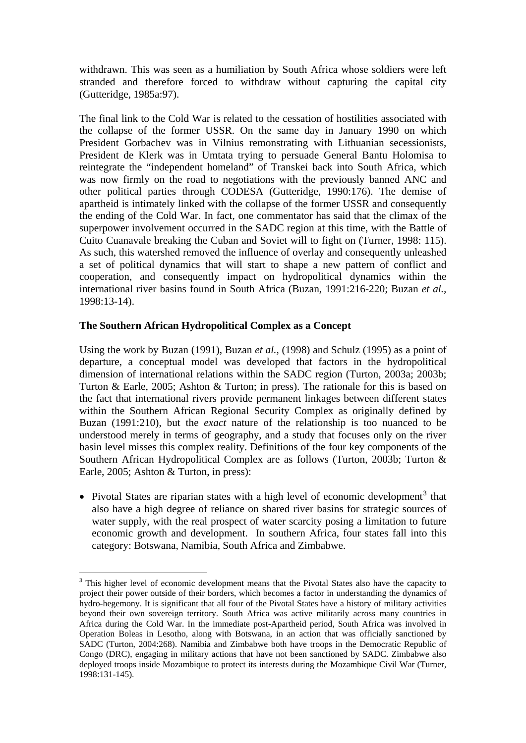withdrawn. This was seen as a humiliation by South Africa whose soldiers were left stranded and therefore forced to withdraw without capturing the capital city (Gutteridge, 1985a:97).

The final link to the Cold War is related to the cessation of hostilities associated with the collapse of the former USSR. On the same day in January 1990 on which President Gorbachev was in Vilnius remonstrating with Lithuanian secessionists, President de Klerk was in Umtata trying to persuade General Bantu Holomisa to reintegrate the "independent homeland" of Transkei back into South Africa, which was now firmly on the road to negotiations with the previously banned ANC and other political parties through CODESA (Gutteridge, 1990:176). The demise of apartheid is intimately linked with the collapse of the former USSR and consequently the ending of the Cold War. In fact, one commentator has said that the climax of the superpower involvement occurred in the SADC region at this time, with the Battle of Cuito Cuanavale breaking the Cuban and Soviet will to fight on (Turner, 1998: 115). As such, this watershed removed the influence of overlay and consequently unleashed a set of political dynamics that will start to shape a new pattern of conflict and cooperation, and consequently impact on hydropolitical dynamics within the international river basins found in South Africa (Buzan, 1991:216-220; Buzan *et al.*, 1998:13-14).

**The Southern African Hydropolitical Complex as a Concept**

Using the work by Buzan (1991), Buzan *et al.*, (1998) and Schulz (1995) as a point of departure, a conceptual model was developed that factors in the hydropolitical dimension of international relations within the SADC region (Turton, 2003a; 2003b; Turton & Earle, 2005; Ashton & Turton; in press). The rationale for this is based on the fact that international rivers provide permanent linkages between different states within the Southern African Regional Security Complex as originally defined by Buzan (1991:210), but the *exact* nature of the relationship is too nuanced to be understood merely in terms of geography, and a study that focuses only on the river basin level misses this complex reality. Definitions of the four key components of the Southern African Hydropolitical Complex are as follows (Turton, 2003b; Turton & Earle, 2005; Ashton & Turton, in press):

- Pivotal States are riparian states with a high level of economic development[3] that also have a high degree of reliance on shared river basins for strategic sources of water supply, with the real prospect of water scarcity posing a limitation to future economic growth and development. In southern Africa, four states fall into this category: Botswana, Namibia, South Africa and Zimbabwe.

[3] This higher level of economic development means that the Pivotal States also have the capacity to project their power outside of their borders, which becomes a factor in understanding the dynamics of hydro-hegemony. It is significant that all four of the Pivotal States have a history of military activities beyond their own sovereign territory. South Africa was active militarily across many countries in Africa during the Cold War. In the immediate post-Apartheid period, South Africa was involved in Operation Boleas in Lesotho, along with Botswana, in an action that was officially sanctioned by SADC (Turton, 2004:268). Namibia and Zimbabwe both have troops in the Democratic Republic of Congo (DRC), engaging in military actions that have not been sanctioned by SADC. Zimbabwe also deployed troops inside Mozambique to protect its interests during the Mozambique Civil War (Turner, 1998:131-145).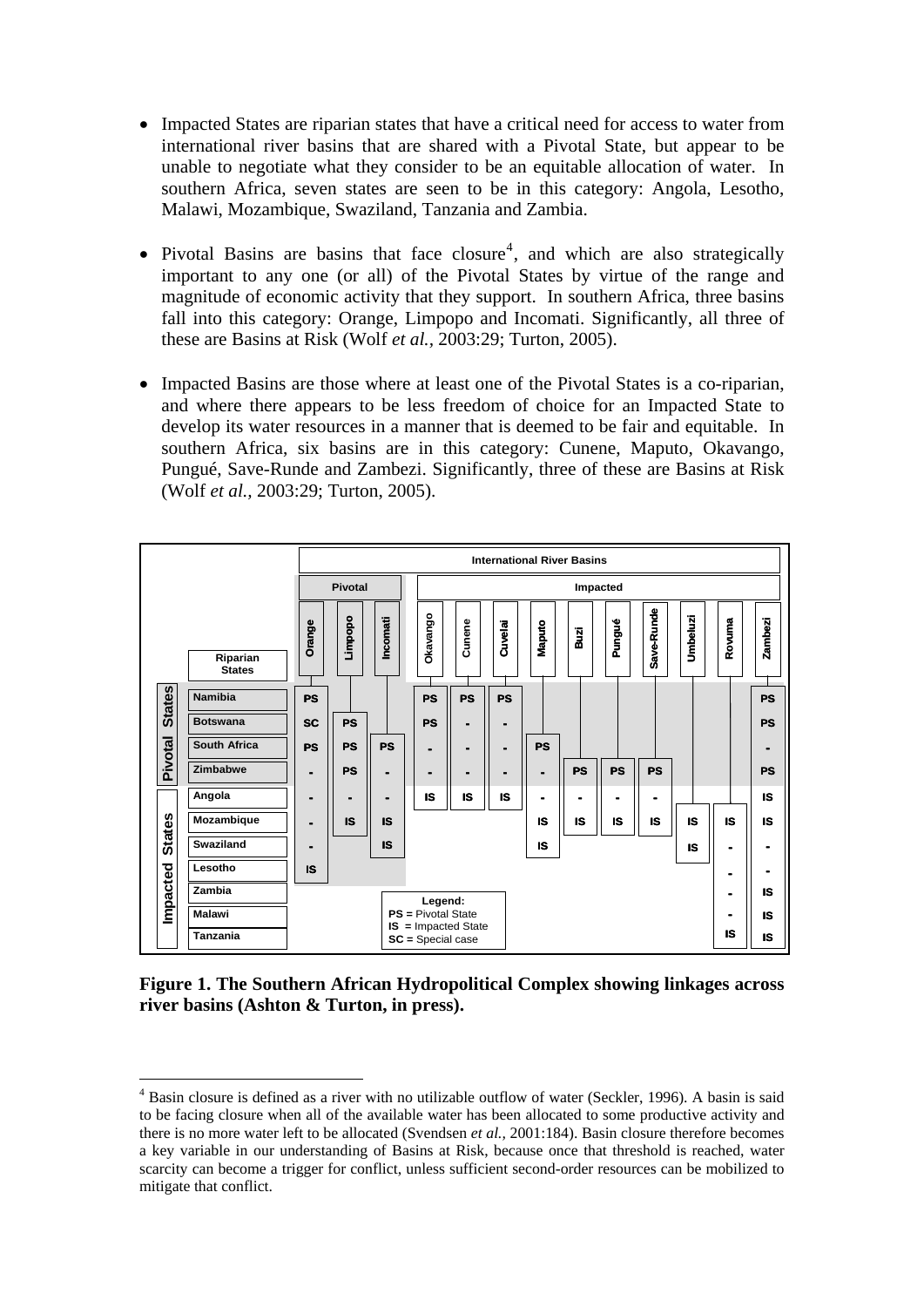- Impacted States are riparian states that have a critical need for access to water from international river basins that are shared with a Pivotal State, but appear to be unable to negotiate what they consider to be an equitable allocation of water. In southern Africa, seven states are seen to be in this category: Angola, Lesotho, Malawi, Mozambique, Swaziland, Tanzania and Zambia.

- Pivotal Basins are basins that face closure[4], and which are also strategically important to any one (or all) of the Pivotal States by virtue of the range and magnitude of economic activity that they support. In southern Africa, three basins fall into this category: Orange, Limpopo and Incomati. Significantly, all three of these are Basins at Risk (Wolf *et al.,* 2003:29; Turton, 2005).

- Impacted Basins are those where at least one of the Pivotal States is a co-riparian, and where there appears to be less freedom of choice for an Impacted State to develop its water resources in a manner that is deemed to be fair and equitable. In southern Africa, six basins are in this category: Cunene, Maputo, Okavango, Pungué, Save-Runde and Zambezi. Significantly, three of these are Basins at Risk (Wolf *et al.,* 2003:29; Turton, 2005).

| | | International River Basins | | | | | | | | | | | | |
|---|---|---|---|---|---|---|---|---|---|---|---|---|---|---|
| | | Pivotal | | | Impacted | | | | | | | | | |
| | Riparian States | Orange | Limpopo | Incomati | Okavango | Cunene | Cuvelai | Maputo | Buzi | Pungué | Save-Runde | Umbeluzi | Rovuma | Zambezi |
| Pivotal States | Namibia | PS | | | PS | PS | PS | | | | | | | PS |
| | Botswana | SC | PS | | PS | - | - | | | | | | | PS |
| | South Africa | PS | PS | PS | - | - | - | PS | | | | | | - |
| | Zimbabwe | - | PS | - | - | - | - | - | PS | PS | PS | | | PS |
| Impacted States | Angola | - | - | - | IS | IS | IS | - | - | - | - | | | IS |
| | Mozambique | - | IS | IS | | | | IS | IS | IS | IS | IS | IS | IS |
| | Swaziland | - | | IS | | | | IS | | | | IS | - | - |
| | Lesotho | IS | | | | | | | | | | | - | - |
| | Zambia | | | | | | | | | | | | - | IS |
| | Malawi | | | | | | | | | | | | - | IS |
| | Tanzania | | | | | | | | | | | | IS | IS |

Legend:
PS = Pivotal State
IS = Impacted State
SC = Special case

**Figure 1. The Southern African Hydropolitical Complex showing linkages across river basins (Ashton & Turton, in press).**

[4] Basin closure is defined as a river with no utilizable outflow of water (Seckler, 1996). A basin is said to be facing closure when all of the available water has been allocated to some productive activity and there is no more water left to be allocated (Svendsen *et al.,* 2001:184). Basin closure therefore becomes a key variable in our understanding of Basins at Risk, because once that threshold is reached, water scarcity can become a trigger for conflict, unless sufficient second-order resources can be mobilized to mitigate that conflict.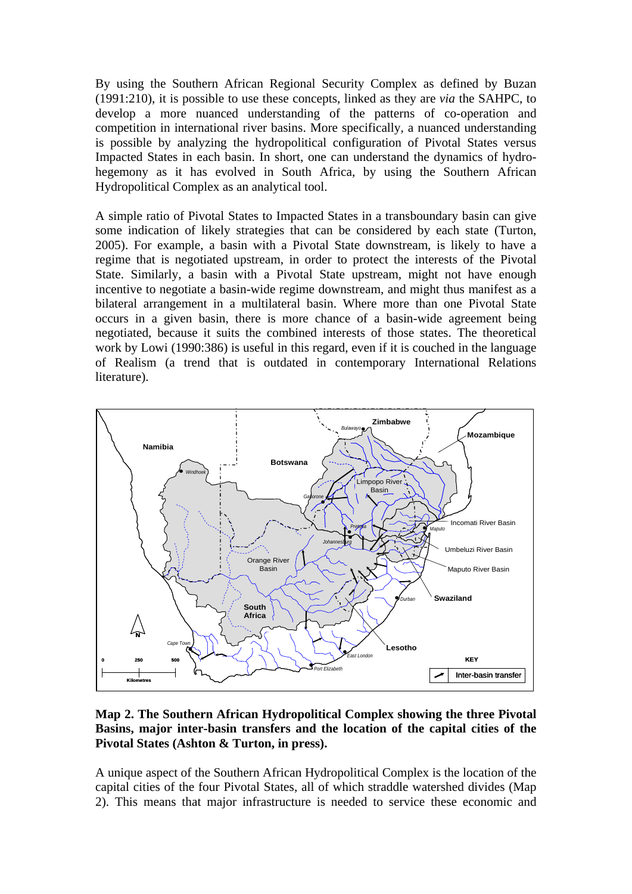By using the Southern African Regional Security Complex as defined by Buzan (1991:210), it is possible to use these concepts, linked as they are *via* the SAHPC, to develop a more nuanced understanding of the patterns of co-operation and competition in international river basins. More specifically, a nuanced understanding is possible by analyzing the hydropolitical configuration of Pivotal States versus Impacted States in each basin. In short, one can understand the dynamics of hydro-hegemony as it has evolved in South Africa, by using the Southern African Hydropolitical Complex as an analytical tool.

A simple ratio of Pivotal States to Impacted States in a transboundary basin can give some indication of likely strategies that can be considered by each state (Turton, 2005). For example, a basin with a Pivotal State downstream, is likely to have a regime that is negotiated upstream, in order to protect the interests of the Pivotal State. Similarly, a basin with a Pivotal State upstream, might not have enough incentive to negotiate a basin-wide regime downstream, and might thus manifest as a bilateral arrangement in a multilateral basin. Where more than one Pivotal State occurs in a given basin, there is more chance of a basin-wide agreement being negotiated, because it suits the combined interests of those states. The theoretical work by Lowi (1990:386) is useful in this regard, even if it is couched in the language of Realism (a trend that is outdated in contemporary International Relations literature).

Zimbabwe
Bulawayo
Mozambique
Namibia
Botswana
Windhoek
Limpopo River Basin
Gaborone
Incomati River Basin
Maputo
Pretoria
Johannesburg
Umbeluzi River Basin
Orange River Basin
Maputo River Basin
Swaziland
Durban
South Africa
N
Lesotho
Cape Town
East London
KEY
0 250 500
Kilometres
Port Elizabeth
Inter-basin transfer

**Map 2. The Southern African Hydropolitical Complex showing the three Pivotal Basins, major inter-basin transfers and the location of the capital cities of the Pivotal States (Ashton & Turton, in press).**

A unique aspect of the Southern African Hydropolitical Complex is the location of the capital cities of the four Pivotal States, all of which straddle watershed divides (Map 2). This means that major infrastructure is needed to service these economic and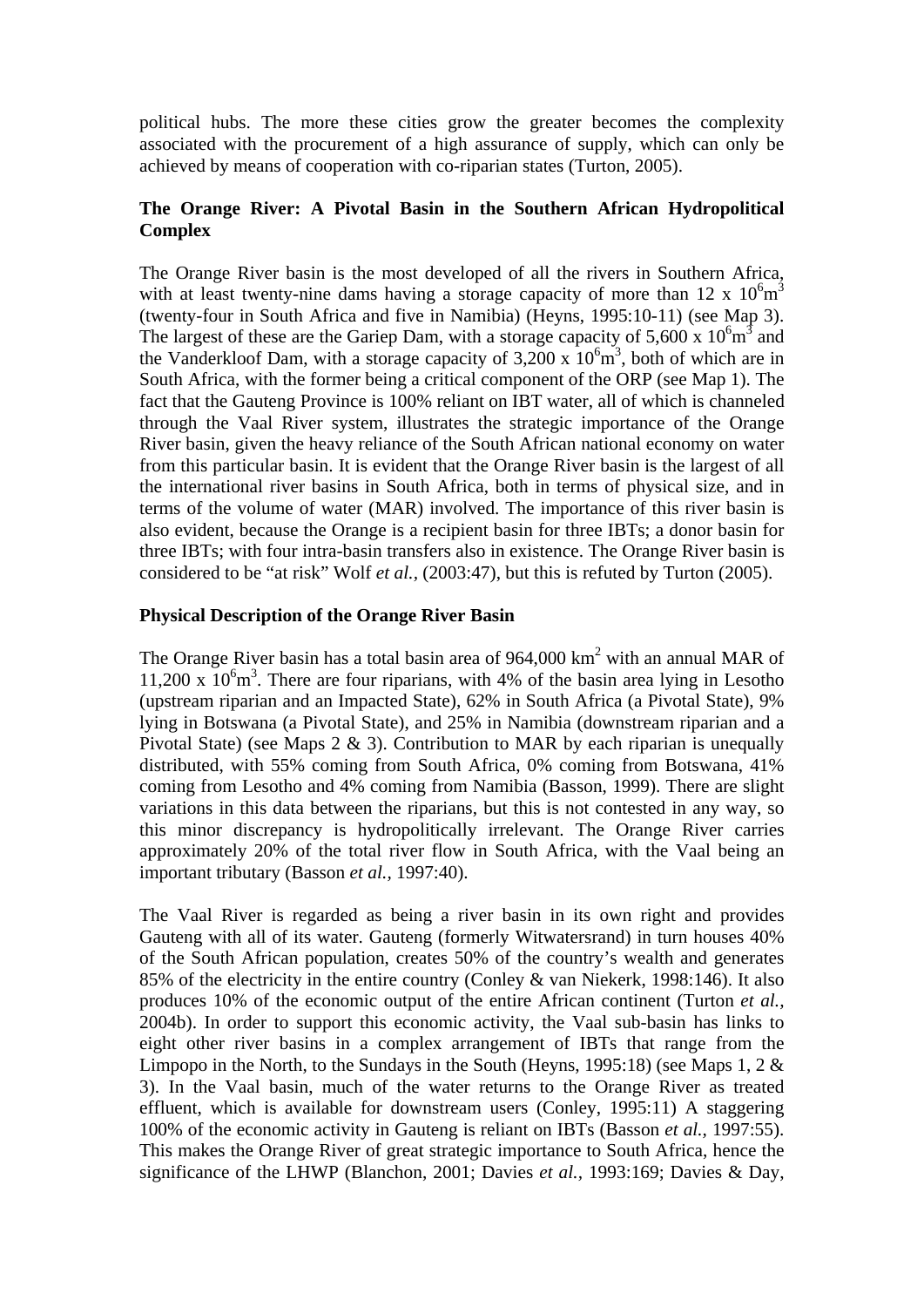political hubs. The more these cities grow the greater becomes the complexity associated with the procurement of a high assurance of supply, which can only be achieved by means of cooperation with co-riparian states (Turton, 2005).

## The Orange River: A Pivotal Basin in the Southern African Hydropolitical Complex

The Orange River basin is the most developed of all the rivers in Southern Africa, with at least twenty-nine dams having a storage capacity of more than 12 x $10^6$m$^3$ (twenty-four in South Africa and five in Namibia) (Heyns, 1995:10-11) (see Map 3). The largest of these are the Gariep Dam, with a storage capacity of 5,600 x $10^6$m$^3$ and the Vanderkloof Dam, with a storage capacity of 3,200 x $10^6$m$^3$, both of which are in South Africa, with the former being a critical component of the ORP (see Map 1). The fact that the Gauteng Province is 100% reliant on IBT water, all of which is channeled through the Vaal River system, illustrates the strategic importance of the Orange River basin, given the heavy reliance of the South African national economy on water from this particular basin. It is evident that the Orange River basin is the largest of all the international river basins in South Africa, both in terms of physical size, and in terms of the volume of water (MAR) involved. The importance of this river basin is also evident, because the Orange is a recipient basin for three IBTs; a donor basin for three IBTs; with four intra-basin transfers also in existence. The Orange River basin is considered to be "at risk" Wolf *et al.,* (2003:47), but this is refuted by Turton (2005).

## Physical Description of the Orange River Basin

The Orange River basin has a total basin area of 964,000 km$^2$ with an annual MAR of 11,200 x $10^6$m$^3$. There are four riparians, with 4% of the basin area lying in Lesotho (upstream riparian and an Impacted State), 62% in South Africa (a Pivotal State), 9% lying in Botswana (a Pivotal State), and 25% in Namibia (downstream riparian and a Pivotal State) (see Maps 2 & 3). Contribution to MAR by each riparian is unequally distributed, with 55% coming from South Africa, 0% coming from Botswana, 41% coming from Lesotho and 4% coming from Namibia (Basson, 1999). There are slight variations in this data between the riparians, but this is not contested in any way, so this minor discrepancy is hydropolitically irrelevant. The Orange River carries approximately 20% of the total river flow in South Africa, with the Vaal being an important tributary (Basson *et al.,* 1997:40).

The Vaal River is regarded as being a river basin in its own right and provides Gauteng with all of its water. Gauteng (formerly Witwatersrand) in turn houses 40% of the South African population, creates 50% of the country's wealth and generates 85% of the electricity in the entire country (Conley & van Niekerk, 1998:146). It also produces 10% of the economic output of the entire African continent (Turton *et al.,* 2004b). In order to support this economic activity, the Vaal sub-basin has links to eight other river basins in a complex arrangement of IBTs that range from the Limpopo in the North, to the Sundays in the South (Heyns, 1995:18) (see Maps 1, 2 & 3). In the Vaal basin, much of the water returns to the Orange River as treated effluent, which is available for downstream users (Conley, 1995:11) A staggering 100% of the economic activity in Gauteng is reliant on IBTs (Basson *et al.,* 1997:55). This makes the Orange River of great strategic importance to South Africa, hence the significance of the LHWP (Blanchon, 2001; Davies *et al.,* 1993:169; Davies & Day,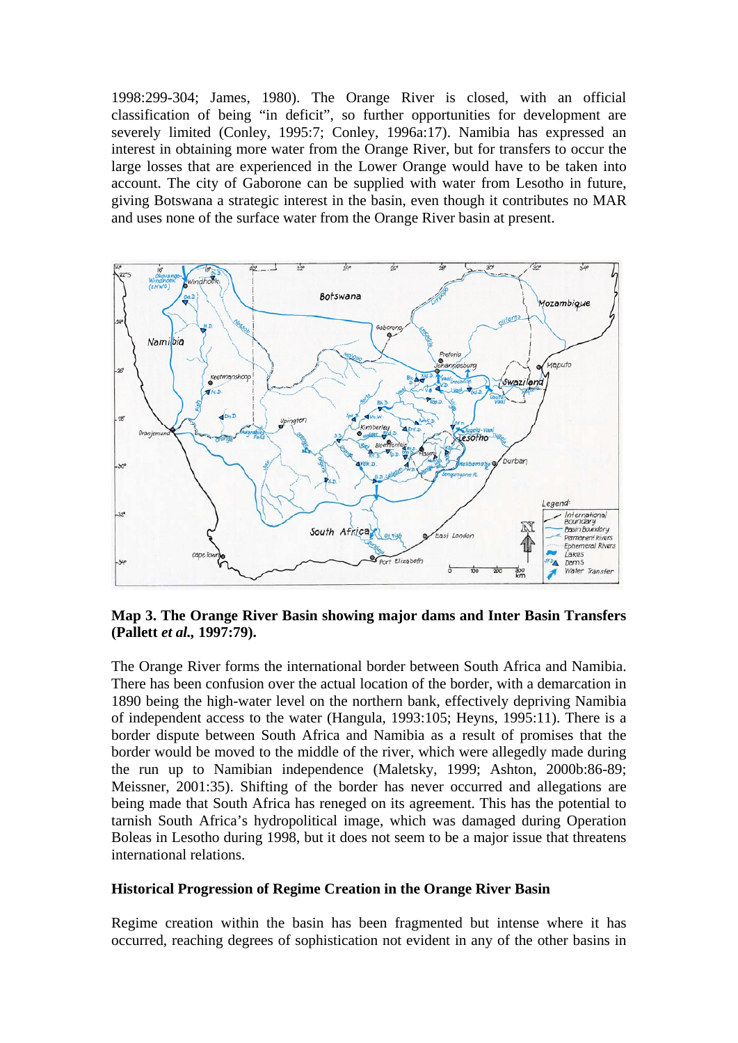1998:299-304; James, 1980). The Orange River is closed, with an official classification of being "in deficit", so further opportunities for development are severely limited (Conley, 1995:7; Conley, 1996a:17). Namibia has expressed an interest in obtaining more water from the Orange River, but for transfers to occur the large losses that are experienced in the Lower Orange would have to be taken into account. The city of Gaborone can be supplied with water from Lesotho in future, giving Botswana a strategic interest in the basin, even though it contributes no MAR and uses none of the surface water from the Orange River basin at present.

**Map 3. The Orange River Basin showing major dams and Inter Basin Transfers (Pallett *et al.*, 1997:79).**

The Orange River forms the international border between South Africa and Namibia. There has been confusion over the actual location of the border, with a demarcation in 1890 being the high-water level on the northern bank, effectively depriving Namibia of independent access to the water (Hangula, 1993:105; Heyns, 1995:11). There is a border dispute between South Africa and Namibia as a result of promises that the border would be moved to the middle of the river, which were allegedly made during the run up to Namibian independence (Maletsky, 1999; Ashton, 2000b:86-89; Meissner, 2001:35). Shifting of the border has never occurred and allegations are being made that South Africa has reneged on its agreement. This has the potential to tarnish South Africa's hydropolitical image, which was damaged during Operation Boleas in Lesotho during 1998, but it does not seem to be a major issue that threatens international relations.

### Historical Progression of Regime Creation in the Orange River Basin

Regime creation within the basin has been fragmented but intense where it has occurred, reaching degrees of sophistication not evident in any of the other basins in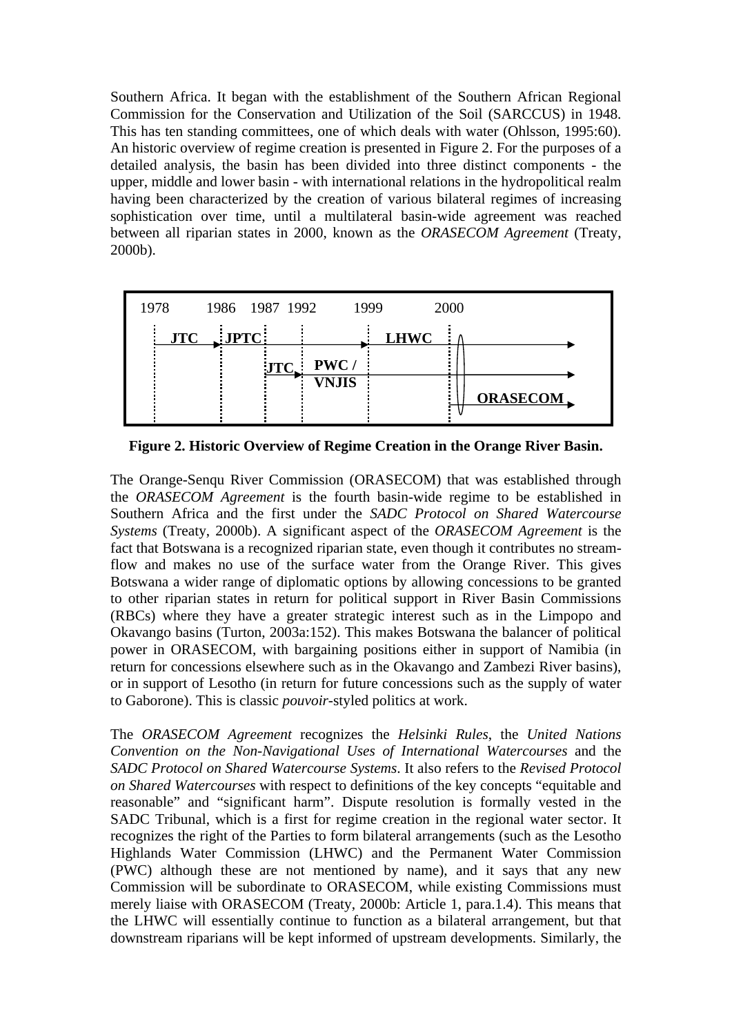Southern Africa. It began with the establishment of the Southern African Regional Commission for the Conservation and Utilization of the Soil (SARCCUS) in 1948. This has ten standing committees, one of which deals with water (Ohlsson, 1995:60). An historic overview of regime creation is presented in Figure 2. For the purposes of a detailed analysis, the basin has been divided into three distinct components - the upper, middle and lower basin - with international relations in the hydropolitical realm having been characterized by the creation of various bilateral regimes of increasing sophistication over time, until a multilateral basin-wide agreement was reached between all riparian states in 2000, known as the *ORASECOM Agreement* (Treaty, 2000b).

```
1978        1986   1987  1992        1999          2000
  JTC  ----> JPTC ------------------> LHWC -------------------->
                   JTC --> PWC / VNJIS ------------------------->
                                                    ORASECOM --->
```

**Figure 2. Historic Overview of Regime Creation in the Orange River Basin.**

The Orange-Senqu River Commission (ORASECOM) that was established through the *ORASECOM Agreement* is the fourth basin-wide regime to be established in Southern Africa and the first under the *SADC Protocol on Shared Watercourse Systems* (Treaty, 2000b). A significant aspect of the *ORASECOM Agreement* is the fact that Botswana is a recognized riparian state, even though it contributes no stream-flow and makes no use of the surface water from the Orange River. This gives Botswana a wider range of diplomatic options by allowing concessions to be granted to other riparian states in return for political support in River Basin Commissions (RBCs) where they have a greater strategic interest such as in the Limpopo and Okavango basins (Turton, 2003a:152). This makes Botswana the balancer of political power in ORASECOM, with bargaining positions either in support of Namibia (in return for concessions elsewhere such as in the Okavango and Zambezi River basins), or in support of Lesotho (in return for future concessions such as the supply of water to Gaborone). This is classic *pouvoir*-styled politics at work.

The *ORASECOM Agreement* recognizes the *Helsinki Rules*, the *United Nations Convention on the Non-Navigational Uses of International Watercourses* and the *SADC Protocol on Shared Watercourse Systems*. It also refers to the *Revised Protocol on Shared Watercourses* with respect to definitions of the key concepts "equitable and reasonable" and "significant harm". Dispute resolution is formally vested in the SADC Tribunal, which is a first for regime creation in the regional water sector. It recognizes the right of the Parties to form bilateral arrangements (such as the Lesotho Highlands Water Commission (LHWC) and the Permanent Water Commission (PWC) although these are not mentioned by name), and it says that any new Commission will be subordinate to ORASECOM, while existing Commissions must merely liaise with ORASECOM (Treaty, 2000b: Article 1, para.1.4). This means that the LHWC will essentially continue to function as a bilateral arrangement, but that downstream riparians will be kept informed of upstream developments. Similarly, the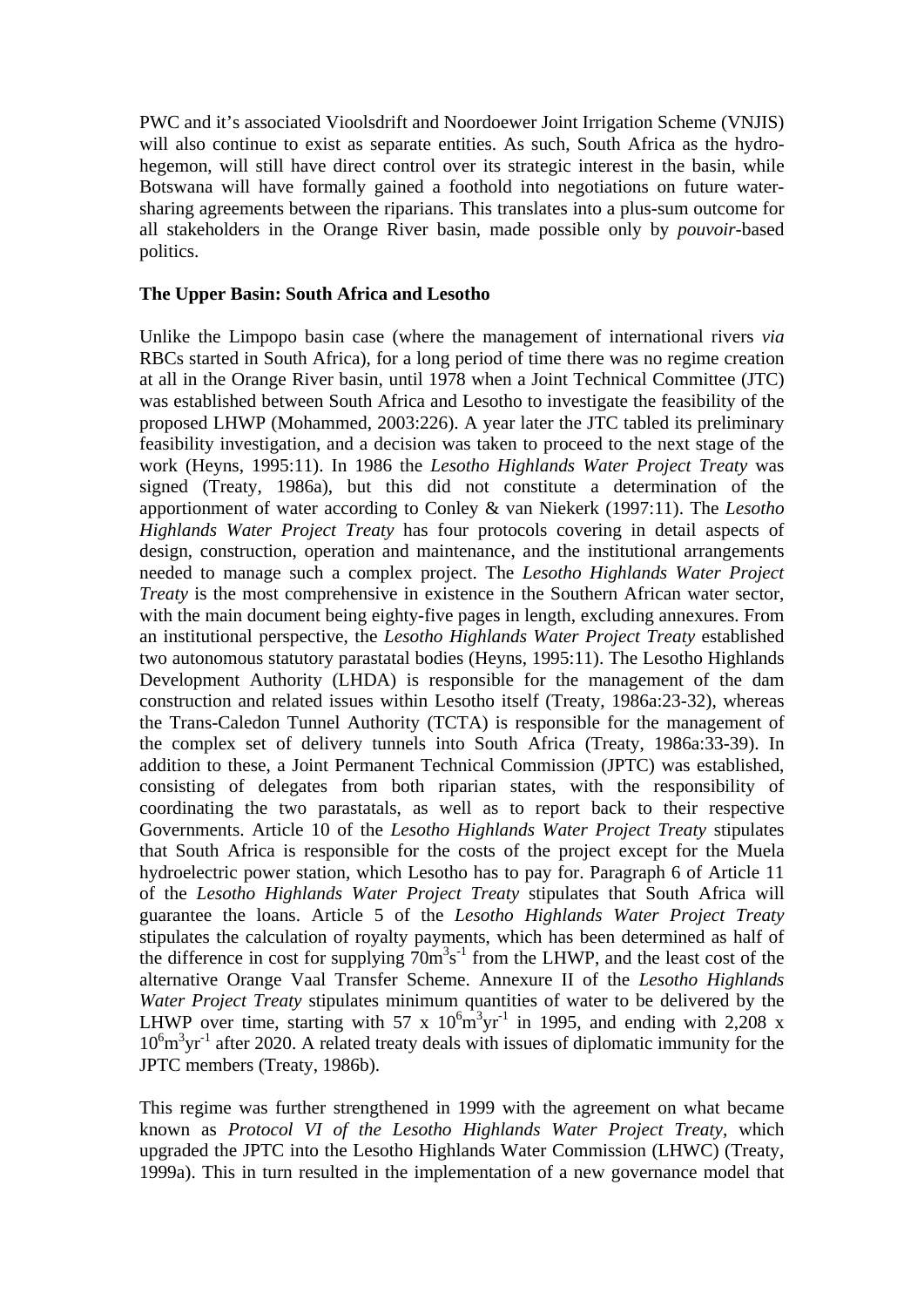PWC and it's associated Vioolsdrift and Noordoewer Joint Irrigation Scheme (VNJIS) will also continue to exist as separate entities. As such, South Africa as the hydro-hegemon, will still have direct control over its strategic interest in the basin, while Botswana will have formally gained a foothold into negotiations on future water-sharing agreements between the riparians. This translates into a plus-sum outcome for all stakeholders in the Orange River basin, made possible only by *pouvoir*-based politics.

**The Upper Basin: South Africa and Lesotho**

Unlike the Limpopo basin case (where the management of international rivers *via* RBCs started in South Africa), for a long period of time there was no regime creation at all in the Orange River basin, until 1978 when a Joint Technical Committee (JTC) was established between South Africa and Lesotho to investigate the feasibility of the proposed LHWP (Mohammed, 2003:226). A year later the JTC tabled its preliminary feasibility investigation, and a decision was taken to proceed to the next stage of the work (Heyns, 1995:11). In 1986 the *Lesotho Highlands Water Project Treaty* was signed (Treaty, 1986a), but this did not constitute a determination of the apportionment of water according to Conley & van Niekerk (1997:11). The *Lesotho Highlands Water Project Treaty* has four protocols covering in detail aspects of design, construction, operation and maintenance, and the institutional arrangements needed to manage such a complex project. The *Lesotho Highlands Water Project Treaty* is the most comprehensive in existence in the Southern African water sector, with the main document being eighty-five pages in length, excluding annexures. From an institutional perspective, the *Lesotho Highlands Water Project Treaty* established two autonomous statutory parastatal bodies (Heyns, 1995:11). The Lesotho Highlands Development Authority (LHDA) is responsible for the management of the dam construction and related issues within Lesotho itself (Treaty, 1986a:23-32), whereas the Trans-Caledon Tunnel Authority (TCTA) is responsible for the management of the complex set of delivery tunnels into South Africa (Treaty, 1986a:33-39). In addition to these, a Joint Permanent Technical Commission (JPTC) was established, consisting of delegates from both riparian states, with the responsibility of coordinating the two parastatals, as well as to report back to their respective Governments. Article 10 of the *Lesotho Highlands Water Project Treaty* stipulates that South Africa is responsible for the costs of the project except for the Muela hydroelectric power station, which Lesotho has to pay for. Paragraph 6 of Article 11 of the *Lesotho Highlands Water Project Treaty* stipulates that South Africa will guarantee the loans. Article 5 of the *Lesotho Highlands Water Project Treaty* stipulates the calculation of royalty payments, which has been determined as half of the difference in cost for supplying $70m^3s^{-1}$ from the LHWP, and the least cost of the alternative Orange Vaal Transfer Scheme. Annexure II of the *Lesotho Highlands Water Project Treaty* stipulates minimum quantities of water to be delivered by the LHWP over time, starting with $57 \times 10^6m^3yr^{-1}$ in 1995, and ending with $2{,}208 \times 10^6m^3yr^{-1}$ after 2020. A related treaty deals with issues of diplomatic immunity for the JPTC members (Treaty, 1986b).

This regime was further strengthened in 1999 with the agreement on what became known as *Protocol VI of the Lesotho Highlands Water Project Treaty*, which upgraded the JPTC into the Lesotho Highlands Water Commission (LHWC) (Treaty, 1999a). This in turn resulted in the implementation of a new governance model that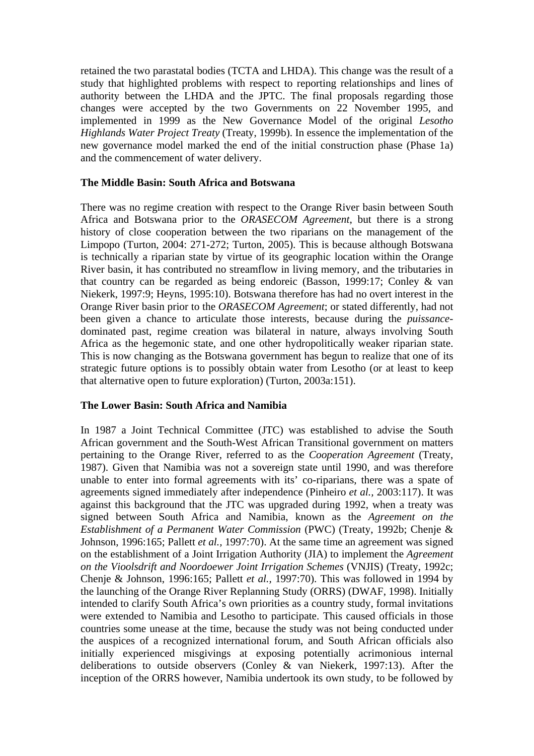retained the two parastatal bodies (TCTA and LHDA). This change was the result of a study that highlighted problems with respect to reporting relationships and lines of authority between the LHDA and the JPTC. The final proposals regarding those changes were accepted by the two Governments on 22 November 1995, and implemented in 1999 as the New Governance Model of the original *Lesotho Highlands Water Project Treaty* (Treaty, 1999b). In essence the implementation of the new governance model marked the end of the initial construction phase (Phase 1a) and the commencement of water delivery.

**The Middle Basin: South Africa and Botswana**

There was no regime creation with respect to the Orange River basin between South Africa and Botswana prior to the *ORASECOM Agreement*, but there is a strong history of close cooperation between the two riparians on the management of the Limpopo (Turton, 2004: 271-272; Turton, 2005). This is because although Botswana is technically a riparian state by virtue of its geographic location within the Orange River basin, it has contributed no streamflow in living memory, and the tributaries in that country can be regarded as being endoreic (Basson, 1999:17; Conley & van Niekerk, 1997:9; Heyns, 1995:10). Botswana therefore has had no overt interest in the Orange River basin prior to the *ORASECOM Agreement*; or stated differently, had not been given a chance to articulate those interests, because during the *puissance*-dominated past, regime creation was bilateral in nature, always involving South Africa as the hegemonic state, and one other hydropolitically weaker riparian state. This is now changing as the Botswana government has begun to realize that one of its strategic future options is to possibly obtain water from Lesotho (or at least to keep that alternative open to future exploration) (Turton, 2003a:151).

**The Lower Basin: South Africa and Namibia**

In 1987 a Joint Technical Committee (JTC) was established to advise the South African government and the South-West African Transitional government on matters pertaining to the Orange River, referred to as the *Cooperation Agreement* (Treaty, 1987). Given that Namibia was not a sovereign state until 1990, and was therefore unable to enter into formal agreements with its' co-riparians, there was a spate of agreements signed immediately after independence (Pinheiro *et al.,* 2003:117). It was against this background that the JTC was upgraded during 1992, when a treaty was signed between South Africa and Namibia, known as the *Agreement on the Establishment of a Permanent Water Commission* (PWC) (Treaty, 1992b; Chenje & Johnson, 1996:165; Pallett *et al.,* 1997:70). At the same time an agreement was signed on the establishment of a Joint Irrigation Authority (JIA) to implement the *Agreement on the Vioolsdrift and Noordoewer Joint Irrigation Schemes* (VNJIS) (Treaty, 1992c; Chenje & Johnson, 1996:165; Pallett *et al.,* 1997:70). This was followed in 1994 by the launching of the Orange River Replanning Study (ORRS) (DWAF, 1998). Initially intended to clarify South Africa's own priorities as a country study, formal invitations were extended to Namibia and Lesotho to participate. This caused officials in those countries some unease at the time, because the study was not being conducted under the auspices of a recognized international forum, and South African officials also initially experienced misgivings at exposing potentially acrimonious internal deliberations to outside observers (Conley & van Niekerk, 1997:13). After the inception of the ORRS however, Namibia undertook its own study, to be followed by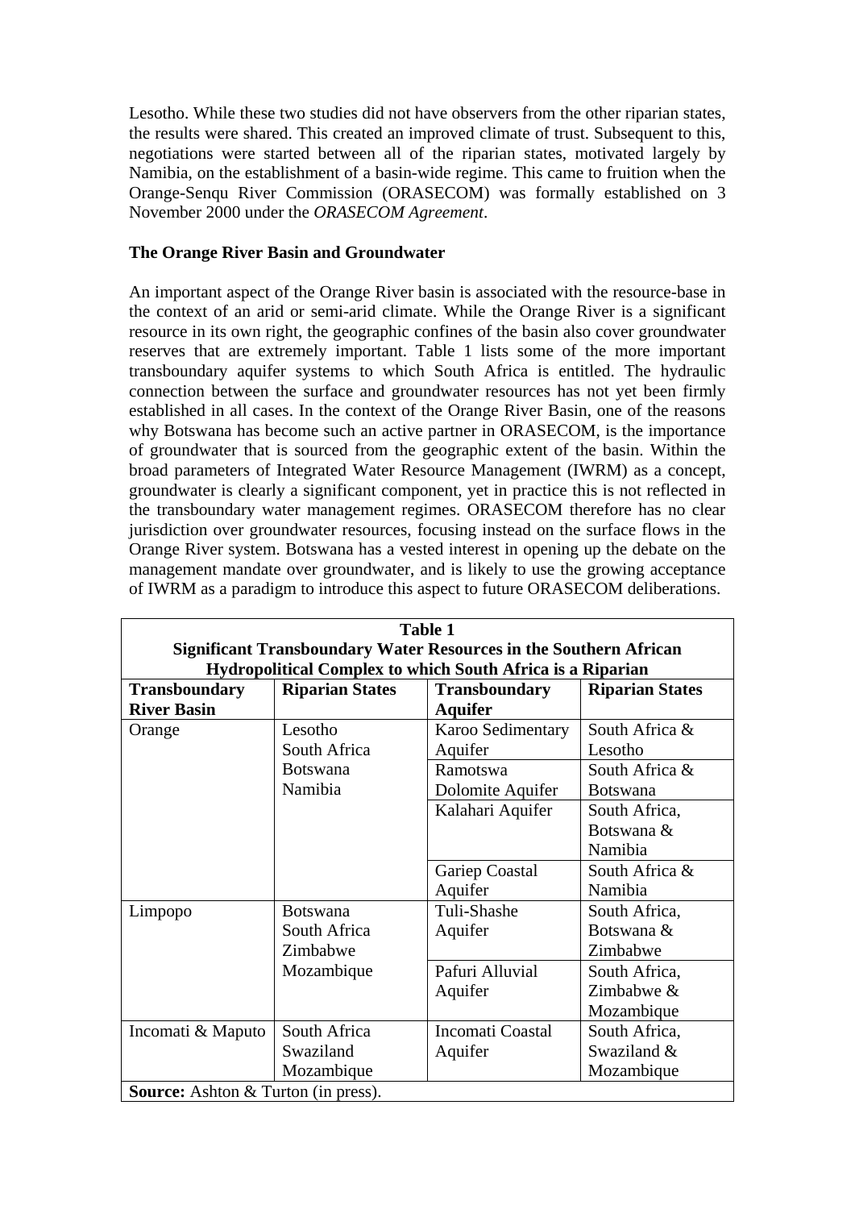Lesotho. While these two studies did not have observers from the other riparian states, the results were shared. This created an improved climate of trust. Subsequent to this, negotiations were started between all of the riparian states, motivated largely by Namibia, on the establishment of a basin-wide regime. This came to fruition when the Orange-Senqu River Commission (ORASECOM) was formally established on 3 November 2000 under the *ORASECOM Agreement*.

**The Orange River Basin and Groundwater**

An important aspect of the Orange River basin is associated with the resource-base in the context of an arid or semi-arid climate. While the Orange River is a significant resource in its own right, the geographic confines of the basin also cover groundwater reserves that are extremely important. Table 1 lists some of the more important transboundary aquifer systems to which South Africa is entitled. The hydraulic connection between the surface and groundwater resources has not yet been firmly established in all cases. In the context of the Orange River Basin, one of the reasons why Botswana has become such an active partner in ORASECOM, is the importance of groundwater that is sourced from the geographic extent of the basin. Within the broad parameters of Integrated Water Resource Management (IWRM) as a concept, groundwater is clearly a significant component, yet in practice this is not reflected in the transboundary water management regimes. ORASECOM therefore has no clear jurisdiction over groundwater resources, focusing instead on the surface flows in the Orange River system. Botswana has a vested interest in opening up the debate on the management mandate over groundwater, and is likely to use the growing acceptance of IWRM as a paradigm to introduce this aspect to future ORASECOM deliberations.

**Table 1**
**Significant Transboundary Water Resources in the Southern African Hydropolitical Complex to which South Africa is a Riparian**

| Transboundary River Basin | Riparian States | Transboundary Aquifer | Riparian States |
|---|---|---|---|
| Orange | Lesotho<br>South Africa<br>Botswana<br>Namibia | Karoo Sedimentary Aquifer | South Africa & Lesotho |
| | | Ramotswa Dolomite Aquifer | South Africa & Botswana |
| | | Kalahari Aquifer | South Africa, Botswana & Namibia |
| | | Gariep Coastal Aquifer | South Africa & Namibia |
| Limpopo | Botswana<br>South Africa<br>Zimbabwe<br>Mozambique | Tuli-Shashe Aquifer | South Africa, Botswana & Zimbabwe |
| | | Pafuri Alluvial Aquifer | South Africa, Zimbabwe & Mozambique |
| Incomati & Maputo | South Africa<br>Swaziland<br>Mozambique | Incomati Coastal Aquifer | South Africa, Swaziland & Mozambique |

**Source:** Ashton & Turton (in press).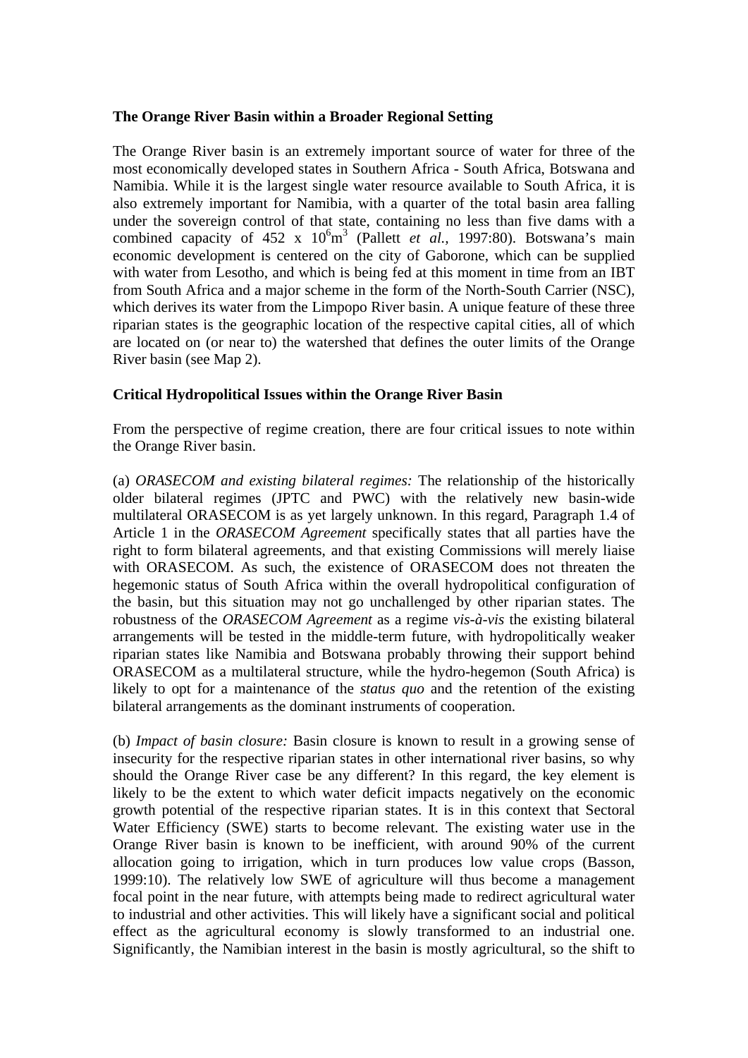**The Orange River Basin within a Broader Regional Setting**

The Orange River basin is an extremely important source of water for three of the most economically developed states in Southern Africa - South Africa, Botswana and Namibia. While it is the largest single water resource available to South Africa, it is also extremely important for Namibia, with a quarter of the total basin area falling under the sovereign control of that state, containing no less than five dams with a combined capacity of $452 \times 10^6 m^3$ (Pallett *et al.,* 1997:80). Botswana's main economic development is centered on the city of Gaborone, which can be supplied with water from Lesotho, and which is being fed at this moment in time from an IBT from South Africa and a major scheme in the form of the North-South Carrier (NSC), which derives its water from the Limpopo River basin. A unique feature of these three riparian states is the geographic location of the respective capital cities, all of which are located on (or near to) the watershed that defines the outer limits of the Orange River basin (see Map 2).

**Critical Hydropolitical Issues within the Orange River Basin**

From the perspective of regime creation, there are four critical issues to note within the Orange River basin.

(a) *ORASECOM and existing bilateral regimes:* The relationship of the historically older bilateral regimes (JPTC and PWC) with the relatively new basin-wide multilateral ORASECOM is as yet largely unknown. In this regard, Paragraph 1.4 of Article 1 in the *ORASECOM Agreement* specifically states that all parties have the right to form bilateral agreements, and that existing Commissions will merely liaise with ORASECOM. As such, the existence of ORASECOM does not threaten the hegemonic status of South Africa within the overall hydropolitical configuration of the basin, but this situation may not go unchallenged by other riparian states. The robustness of the *ORASECOM Agreement* as a regime *vis-à-vis* the existing bilateral arrangements will be tested in the middle-term future, with hydropolitically weaker riparian states like Namibia and Botswana probably throwing their support behind ORASECOM as a multilateral structure, while the hydro-hegemon (South Africa) is likely to opt for a maintenance of the *status quo* and the retention of the existing bilateral arrangements as the dominant instruments of cooperation.

(b) *Impact of basin closure:* Basin closure is known to result in a growing sense of insecurity for the respective riparian states in other international river basins, so why should the Orange River case be any different? In this regard, the key element is likely to be the extent to which water deficit impacts negatively on the economic growth potential of the respective riparian states. It is in this context that Sectoral Water Efficiency (SWE) starts to become relevant. The existing water use in the Orange River basin is known to be inefficient, with around 90% of the current allocation going to irrigation, which in turn produces low value crops (Basson, 1999:10). The relatively low SWE of agriculture will thus become a management focal point in the near future, with attempts being made to redirect agricultural water to industrial and other activities. This will likely have a significant social and political effect as the agricultural economy is slowly transformed to an industrial one. Significantly, the Namibian interest in the basin is mostly agricultural, so the shift to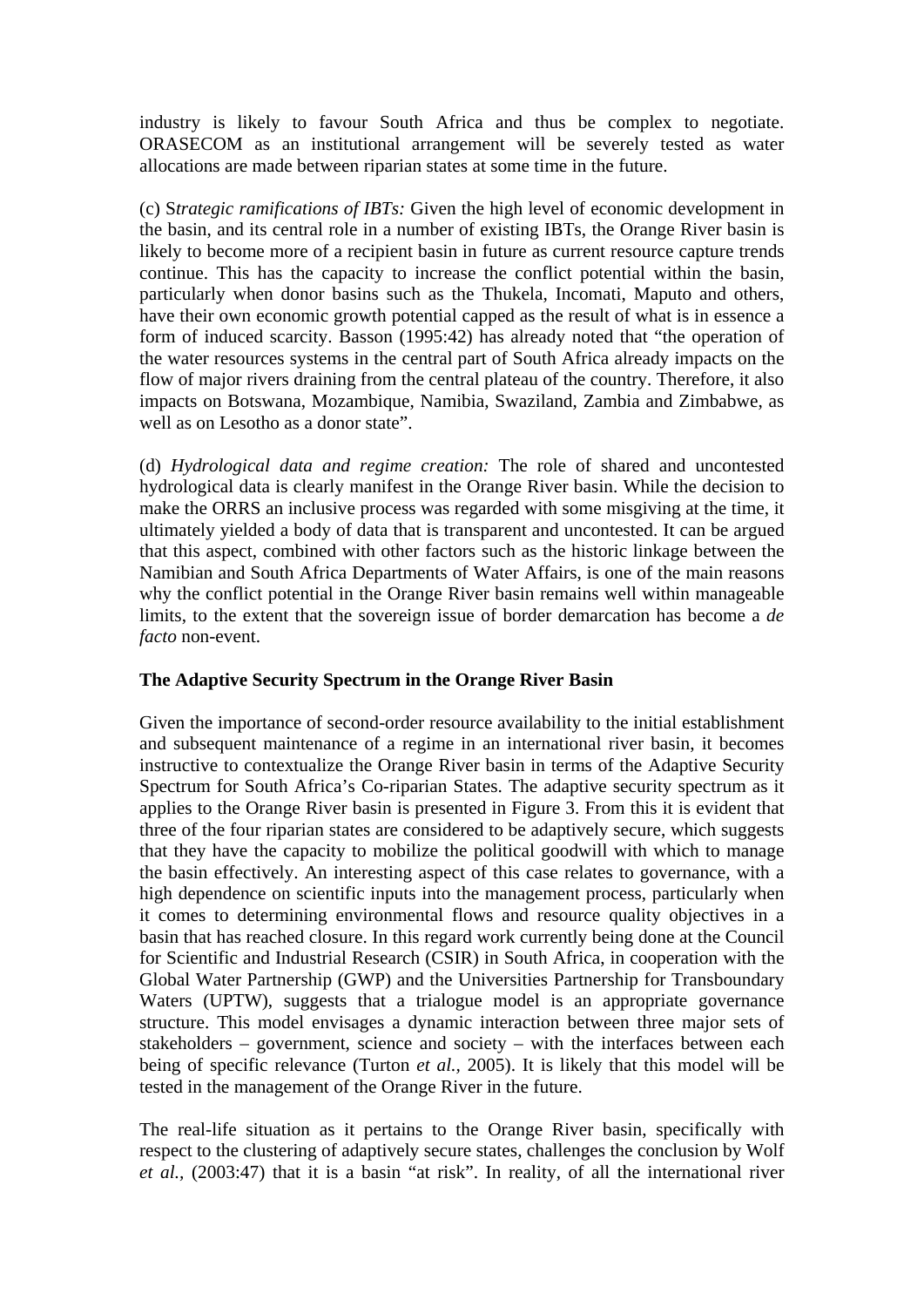industry is likely to favour South Africa and thus be complex to negotiate. ORASECOM as an institutional arrangement will be severely tested as water allocations are made between riparian states at some time in the future.

(c) S*trategic ramifications of IBTs:* Given the high level of economic development in the basin, and its central role in a number of existing IBTs, the Orange River basin is likely to become more of a recipient basin in future as current resource capture trends continue. This has the capacity to increase the conflict potential within the basin, particularly when donor basins such as the Thukela, Incomati, Maputo and others, have their own economic growth potential capped as the result of what is in essence a form of induced scarcity. Basson (1995:42) has already noted that "the operation of the water resources systems in the central part of South Africa already impacts on the flow of major rivers draining from the central plateau of the country. Therefore, it also impacts on Botswana, Mozambique, Namibia, Swaziland, Zambia and Zimbabwe, as well as on Lesotho as a donor state".

(d) *Hydrological data and regime creation:* The role of shared and uncontested hydrological data is clearly manifest in the Orange River basin. While the decision to make the ORRS an inclusive process was regarded with some misgiving at the time, it ultimately yielded a body of data that is transparent and uncontested. It can be argued that this aspect, combined with other factors such as the historic linkage between the Namibian and South Africa Departments of Water Affairs, is one of the main reasons why the conflict potential in the Orange River basin remains well within manageable limits, to the extent that the sovereign issue of border demarcation has become a *de facto* non-event.

**The Adaptive Security Spectrum in the Orange River Basin**

Given the importance of second-order resource availability to the initial establishment and subsequent maintenance of a regime in an international river basin, it becomes instructive to contextualize the Orange River basin in terms of the Adaptive Security Spectrum for South Africa's Co-riparian States. The adaptive security spectrum as it applies to the Orange River basin is presented in Figure 3. From this it is evident that three of the four riparian states are considered to be adaptively secure, which suggests that they have the capacity to mobilize the political goodwill with which to manage the basin effectively. An interesting aspect of this case relates to governance, with a high dependence on scientific inputs into the management process, particularly when it comes to determining environmental flows and resource quality objectives in a basin that has reached closure. In this regard work currently being done at the Council for Scientific and Industrial Research (CSIR) in South Africa, in cooperation with the Global Water Partnership (GWP) and the Universities Partnership for Transboundary Waters (UPTW), suggests that a trialogue model is an appropriate governance structure. This model envisages a dynamic interaction between three major sets of stakeholders – government, science and society – with the interfaces between each being of specific relevance (Turton *et al.*, 2005). It is likely that this model will be tested in the management of the Orange River in the future.

The real-life situation as it pertains to the Orange River basin, specifically with respect to the clustering of adaptively secure states, challenges the conclusion by Wolf *et al.,* (2003:47) that it is a basin "at risk". In reality, of all the international river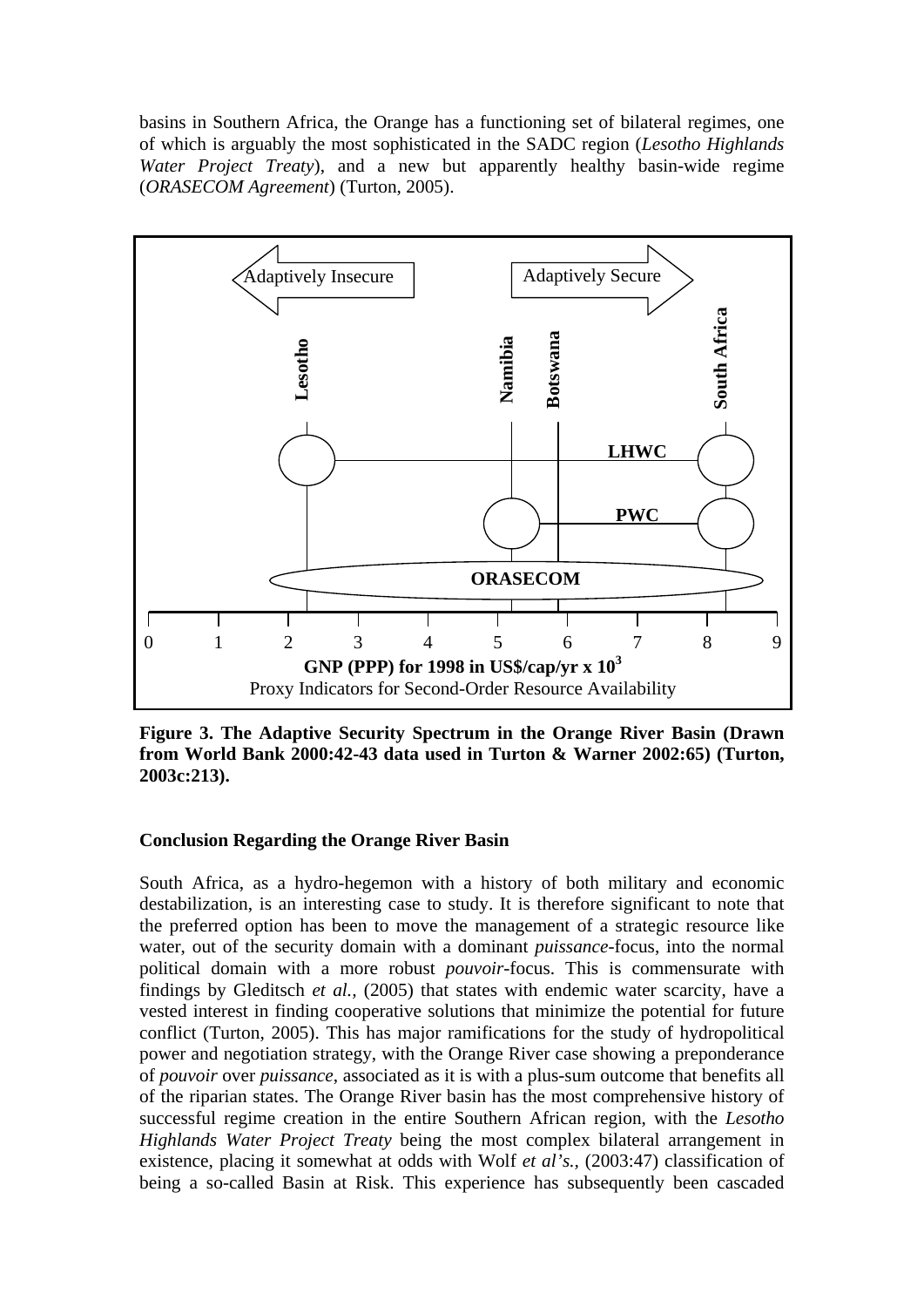basins in Southern Africa, the Orange has a functioning set of bilateral regimes, one of which is arguably the most sophisticated in the SADC region (*Lesotho Highlands Water Project Treaty*), and a new but apparently healthy basin-wide regime (*ORASECOM Agreement*) (Turton, 2005).

Adaptively Insecure

Adaptively Secure

Lesotho

Namibia

Botswana

South Africa

LHWC

PWC

ORASECOM

0 1 2 3 4 5 6 7 8 9

GNP (PPP) for 1998 in US$/cap/yr x $10^3$

Proxy Indicators for Second-Order Resource Availability

**Figure 3. The Adaptive Security Spectrum in the Orange River Basin (Drawn from World Bank 2000:42-43 data used in Turton & Warner 2002:65) (Turton, 2003c:213).**

### Conclusion Regarding the Orange River Basin

South Africa, as a hydro-hegemon with a history of both military and economic destabilization, is an interesting case to study. It is therefore significant to note that the preferred option has been to move the management of a strategic resource like water, out of the security domain with a dominant *puissance*-focus, into the normal political domain with a more robust *pouvoir*-focus. This is commensurate with findings by Gleditsch *et al.,* (2005) that states with endemic water scarcity, have a vested interest in finding cooperative solutions that minimize the potential for future conflict (Turton, 2005). This has major ramifications for the study of hydropolitical power and negotiation strategy, with the Orange River case showing a preponderance of *pouvoir* over *puissance*, associated as it is with a plus-sum outcome that benefits all of the riparian states. The Orange River basin has the most comprehensive history of successful regime creation in the entire Southern African region, with the *Lesotho Highlands Water Project Treaty* being the most complex bilateral arrangement in existence, placing it somewhat at odds with Wolf *et al's.,* (2003:47) classification of being a so-called Basin at Risk. This experience has subsequently been cascaded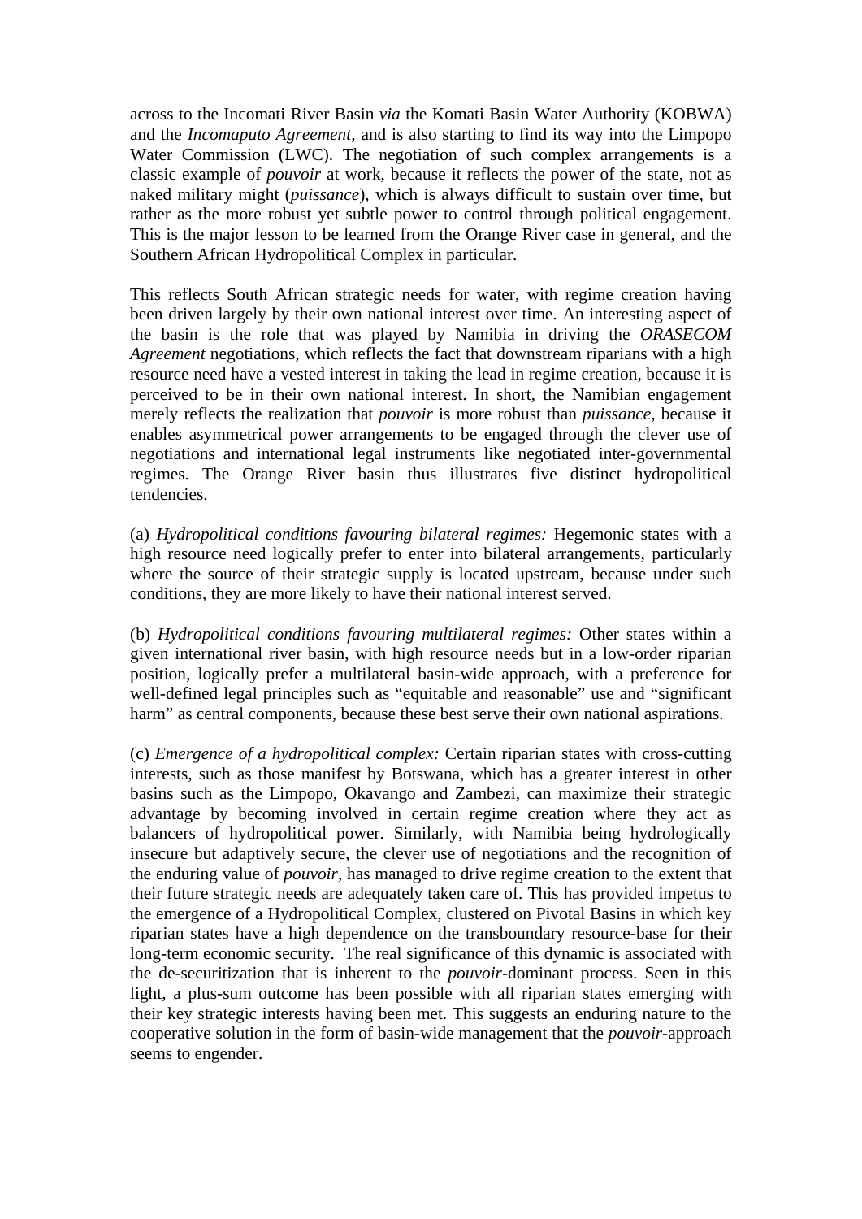across to the Incomati River Basin *via* the Komati Basin Water Authority (KOBWA) and the *Incomaputo Agreement*, and is also starting to find its way into the Limpopo Water Commission (LWC). The negotiation of such complex arrangements is a classic example of *pouvoir* at work, because it reflects the power of the state, not as naked military might (*puissance*), which is always difficult to sustain over time, but rather as the more robust yet subtle power to control through political engagement. This is the major lesson to be learned from the Orange River case in general, and the Southern African Hydropolitical Complex in particular.

This reflects South African strategic needs for water, with regime creation having been driven largely by their own national interest over time. An interesting aspect of the basin is the role that was played by Namibia in driving the *ORASECOM Agreement* negotiations, which reflects the fact that downstream riparians with a high resource need have a vested interest in taking the lead in regime creation, because it is perceived to be in their own national interest. In short, the Namibian engagement merely reflects the realization that *pouvoir* is more robust than *puissance*, because it enables asymmetrical power arrangements to be engaged through the clever use of negotiations and international legal instruments like negotiated inter-governmental regimes. The Orange River basin thus illustrates five distinct hydropolitical tendencies.

(a) *Hydropolitical conditions favouring bilateral regimes:* Hegemonic states with a high resource need logically prefer to enter into bilateral arrangements, particularly where the source of their strategic supply is located upstream, because under such conditions, they are more likely to have their national interest served.

(b) *Hydropolitical conditions favouring multilateral regimes:* Other states within a given international river basin, with high resource needs but in a low-order riparian position, logically prefer a multilateral basin-wide approach, with a preference for well-defined legal principles such as "equitable and reasonable" use and "significant harm" as central components, because these best serve their own national aspirations.

(c) *Emergence of a hydropolitical complex:* Certain riparian states with cross-cutting interests, such as those manifest by Botswana, which has a greater interest in other basins such as the Limpopo, Okavango and Zambezi, can maximize their strategic advantage by becoming involved in certain regime creation where they act as balancers of hydropolitical power. Similarly, with Namibia being hydrologically insecure but adaptively secure, the clever use of negotiations and the recognition of the enduring value of *pouvoir*, has managed to drive regime creation to the extent that their future strategic needs are adequately taken care of. This has provided impetus to the emergence of a Hydropolitical Complex, clustered on Pivotal Basins in which key riparian states have a high dependence on the transboundary resource-base for their long-term economic security. The real significance of this dynamic is associated with the de-securitization that is inherent to the *pouvoir*-dominant process. Seen in this light, a plus-sum outcome has been possible with all riparian states emerging with their key strategic interests having been met. This suggests an enduring nature to the cooperative solution in the form of basin-wide management that the *pouvoir*-approach seems to engender.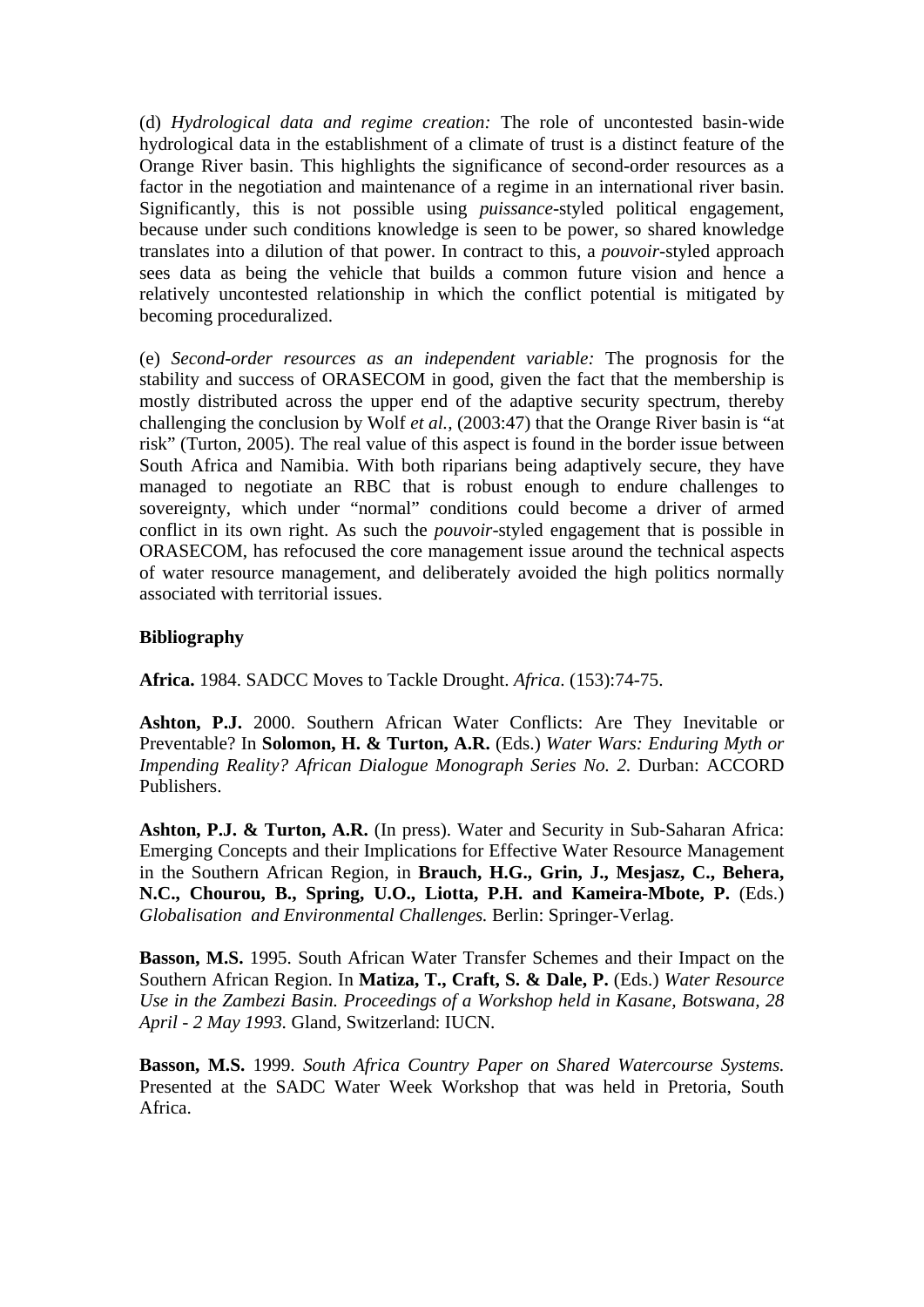(d) *Hydrological data and regime creation:* The role of uncontested basin-wide hydrological data in the establishment of a climate of trust is a distinct feature of the Orange River basin. This highlights the significance of second-order resources as a factor in the negotiation and maintenance of a regime in an international river basin. Significantly, this is not possible using *puissance*-styled political engagement, because under such conditions knowledge is seen to be power, so shared knowledge translates into a dilution of that power. In contract to this, a *pouvoir*-styled approach sees data as being the vehicle that builds a common future vision and hence a relatively uncontested relationship in which the conflict potential is mitigated by becoming proceduralized.

(e) *Second-order resources as an independent variable:* The prognosis for the stability and success of ORASECOM in good, given the fact that the membership is mostly distributed across the upper end of the adaptive security spectrum, thereby challenging the conclusion by Wolf *et al.,* (2003:47) that the Orange River basin is "at risk" (Turton, 2005). The real value of this aspect is found in the border issue between South Africa and Namibia. With both riparians being adaptively secure, they have managed to negotiate an RBC that is robust enough to endure challenges to sovereignty, which under "normal" conditions could become a driver of armed conflict in its own right. As such the *pouvoir*-styled engagement that is possible in ORASECOM, has refocused the core management issue around the technical aspects of water resource management, and deliberately avoided the high politics normally associated with territorial issues.

**Bibliography**

**Africa.** 1984. SADCC Moves to Tackle Drought. *Africa.* (153):74-75.

**Ashton, P.J.** 2000. Southern African Water Conflicts: Are They Inevitable or Preventable? In **Solomon, H. & Turton, A.R.** (Eds.) *Water Wars: Enduring Myth or Impending Reality? African Dialogue Monograph Series No. 2.* Durban: ACCORD Publishers.

**Ashton, P.J. & Turton, A.R.** (In press). Water and Security in Sub-Saharan Africa: Emerging Concepts and their Implications for Effective Water Resource Management in the Southern African Region, in **Brauch, H.G., Grin, J., Mesjasz, C., Behera, N.C., Chourou, B., Spring, U.O., Liotta, P.H. and Kameira-Mbote, P.** (Eds.) *Globalisation and Environmental Challenges.* Berlin: Springer-Verlag.

**Basson, M.S.** 1995. South African Water Transfer Schemes and their Impact on the Southern African Region. In **Matiza, T., Craft, S. & Dale, P.** (Eds.) *Water Resource Use in the Zambezi Basin. Proceedings of a Workshop held in Kasane, Botswana, 28 April - 2 May 1993.* Gland, Switzerland: IUCN.

**Basson, M.S.** 1999. *South Africa Country Paper on Shared Watercourse Systems.* Presented at the SADC Water Week Workshop that was held in Pretoria, South Africa.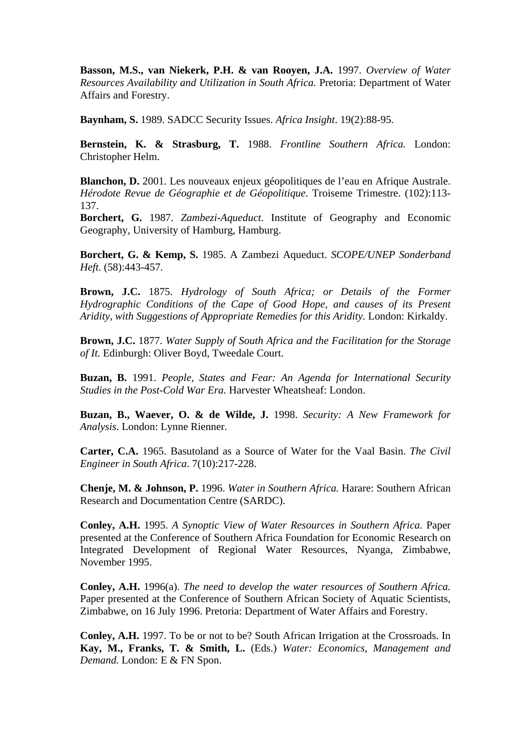**Basson, M.S., van Niekerk, P.H. & van Rooyen, J.A.** 1997. *Overview of Water Resources Availability and Utilization in South Africa.* Pretoria: Department of Water Affairs and Forestry.

**Baynham, S.** 1989. SADCC Security Issues. *Africa Insight*. 19(2):88-95.

**Bernstein, K. & Strasburg, T.** 1988. *Frontline Southern Africa.* London: Christopher Helm.

**Blanchon, D.** 2001. Les nouveaux enjeux géopolitiques de l'eau en Afrique Australe. *Hérodote Revue de Géographie et de Géopolitique*. Troiseme Trimestre. (102):113-137.

**Borchert, G.** 1987. *Zambezi-Aqueduct.* Institute of Geography and Economic Geography, University of Hamburg, Hamburg.

**Borchert, G. & Kemp, S.** 1985. A Zambezi Aqueduct. *SCOPE/UNEP Sonderband Heft*. (58):443-457.

**Brown, J.C.** 1875. *Hydrology of South Africa; or Details of the Former Hydrographic Conditions of the Cape of Good Hope, and causes of its Present Aridity, with Suggestions of Appropriate Remedies for this Aridity.* London: Kirkaldy.

**Brown, J.C.** 1877. *Water Supply of South Africa and the Facilitation for the Storage of It.* Edinburgh: Oliver Boyd, Tweedale Court.

**Buzan, B.** 1991. *People, States and Fear: An Agenda for International Security Studies in the Post-Cold War Era.* Harvester Wheatsheaf: London.

**Buzan, B., Waever, O. & de Wilde, J.** 1998. *Security: A New Framework for Analysis*. London: Lynne Rienner.

**Carter, C.A.** 1965. Basutoland as a Source of Water for the Vaal Basin. *The Civil Engineer in South Africa*. 7(10):217-228.

**Chenje, M. & Johnson, P.** 1996. *Water in Southern Africa.* Harare: Southern African Research and Documentation Centre (SARDC).

**Conley, A.H.** 1995. *A Synoptic View of Water Resources in Southern Africa.* Paper presented at the Conference of Southern Africa Foundation for Economic Research on Integrated Development of Regional Water Resources, Nyanga, Zimbabwe, November 1995.

**Conley, A.H.** 1996(a). *The need to develop the water resources of Southern Africa.* Paper presented at the Conference of Southern African Society of Aquatic Scientists, Zimbabwe, on 16 July 1996. Pretoria: Department of Water Affairs and Forestry.

**Conley, A.H.** 1997. To be or not to be? South African Irrigation at the Crossroads. In **Kay, M., Franks, T. & Smith, L.** (Eds.) *Water: Economics, Management and Demand.* London: E & FN Spon.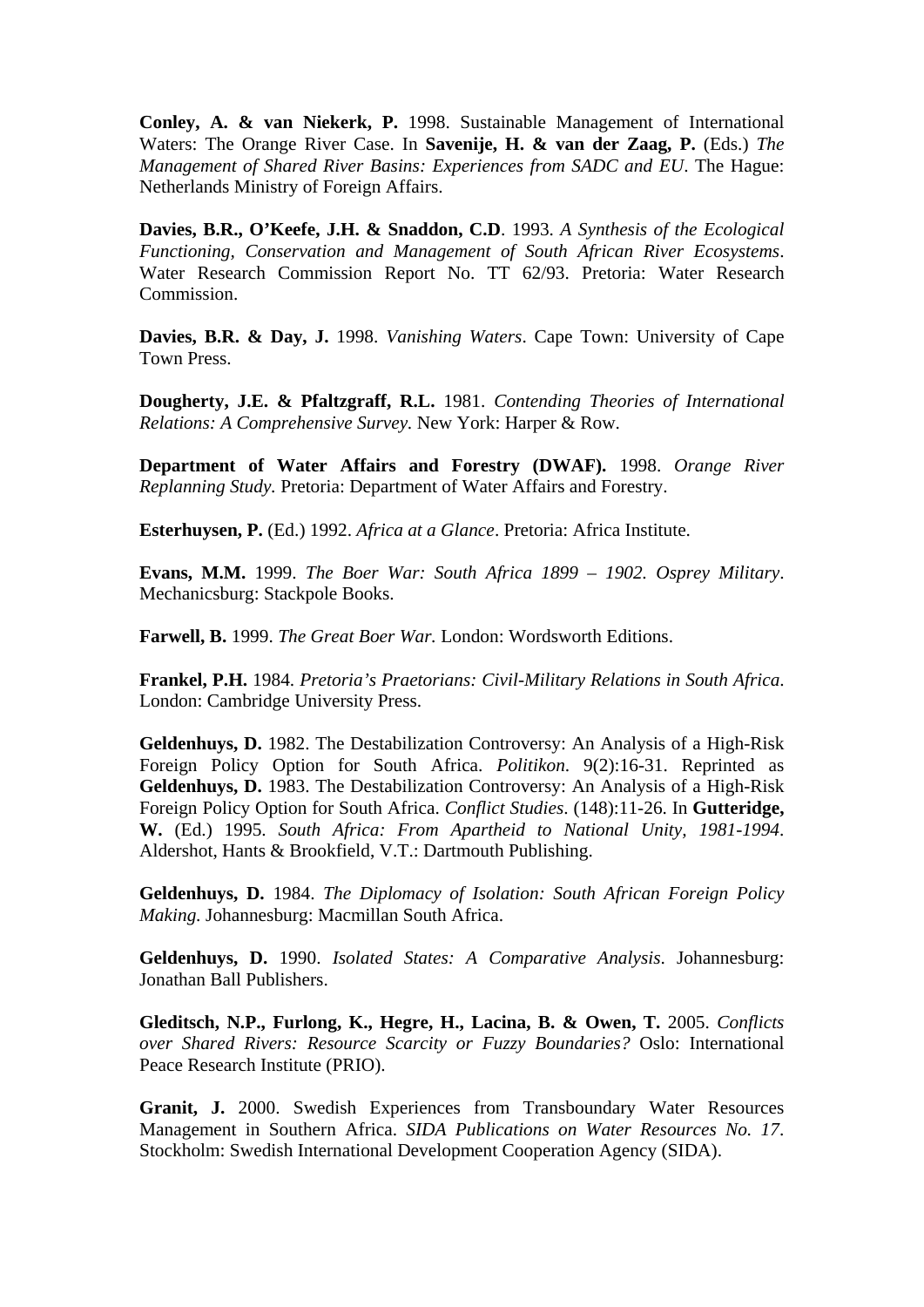**Conley, A. & van Niekerk, P.** 1998. Sustainable Management of International Waters: The Orange River Case. In **Savenije, H. & van der Zaag, P.** (Eds.) *The Management of Shared River Basins: Experiences from SADC and EU*. The Hague: Netherlands Ministry of Foreign Affairs.

**Davies, B.R., O'Keefe, J.H. & Snaddon, C.D**. 1993. *A Synthesis of the Ecological Functioning, Conservation and Management of South African River Ecosystems*. Water Research Commission Report No. TT 62/93. Pretoria: Water Research Commission.

**Davies, B.R. & Day, J.** 1998. *Vanishing Waters*. Cape Town: University of Cape Town Press.

**Dougherty, J.E. & Pfaltzgraff, R.L.** 1981. *Contending Theories of International Relations: A Comprehensive Survey.* New York: Harper & Row.

**Department of Water Affairs and Forestry (DWAF).** 1998. *Orange River Replanning Study.* Pretoria: Department of Water Affairs and Forestry.

**Esterhuysen, P.** (Ed.) 1992. *Africa at a Glance*. Pretoria: Africa Institute.

**Evans, M.M.** 1999. *The Boer War: South Africa 1899 – 1902. Osprey Military*. Mechanicsburg: Stackpole Books.

**Farwell, B.** 1999. *The Great Boer War.* London: Wordsworth Editions.

**Frankel, P.H.** 1984. *Pretoria's Praetorians: Civil-Military Relations in South Africa*. London: Cambridge University Press.

**Geldenhuys, D.** 1982. The Destabilization Controversy: An Analysis of a High-Risk Foreign Policy Option for South Africa. *Politikon*. 9(2):16-31. Reprinted as **Geldenhuys, D.** 1983. The Destabilization Controversy: An Analysis of a High-Risk Foreign Policy Option for South Africa. *Conflict Studies*. (148):11-26. In **Gutteridge, W.** (Ed.) 1995. *South Africa: From Apartheid to National Unity, 1981-1994*. Aldershot, Hants & Brookfield, V.T.: Dartmouth Publishing.

**Geldenhuys, D.** 1984. *The Diplomacy of Isolation: South African Foreign Policy Making.* Johannesburg: Macmillan South Africa.

**Geldenhuys, D.** 1990. *Isolated States: A Comparative Analysis*. Johannesburg: Jonathan Ball Publishers.

**Gleditsch, N.P., Furlong, K., Hegre, H., Lacina, B. & Owen, T.** 2005. *Conflicts over Shared Rivers: Resource Scarcity or Fuzzy Boundaries?* Oslo: International Peace Research Institute (PRIO).

**Granit, J.** 2000. Swedish Experiences from Transboundary Water Resources Management in Southern Africa. *SIDA Publications on Water Resources No. 17*. Stockholm: Swedish International Development Cooperation Agency (SIDA).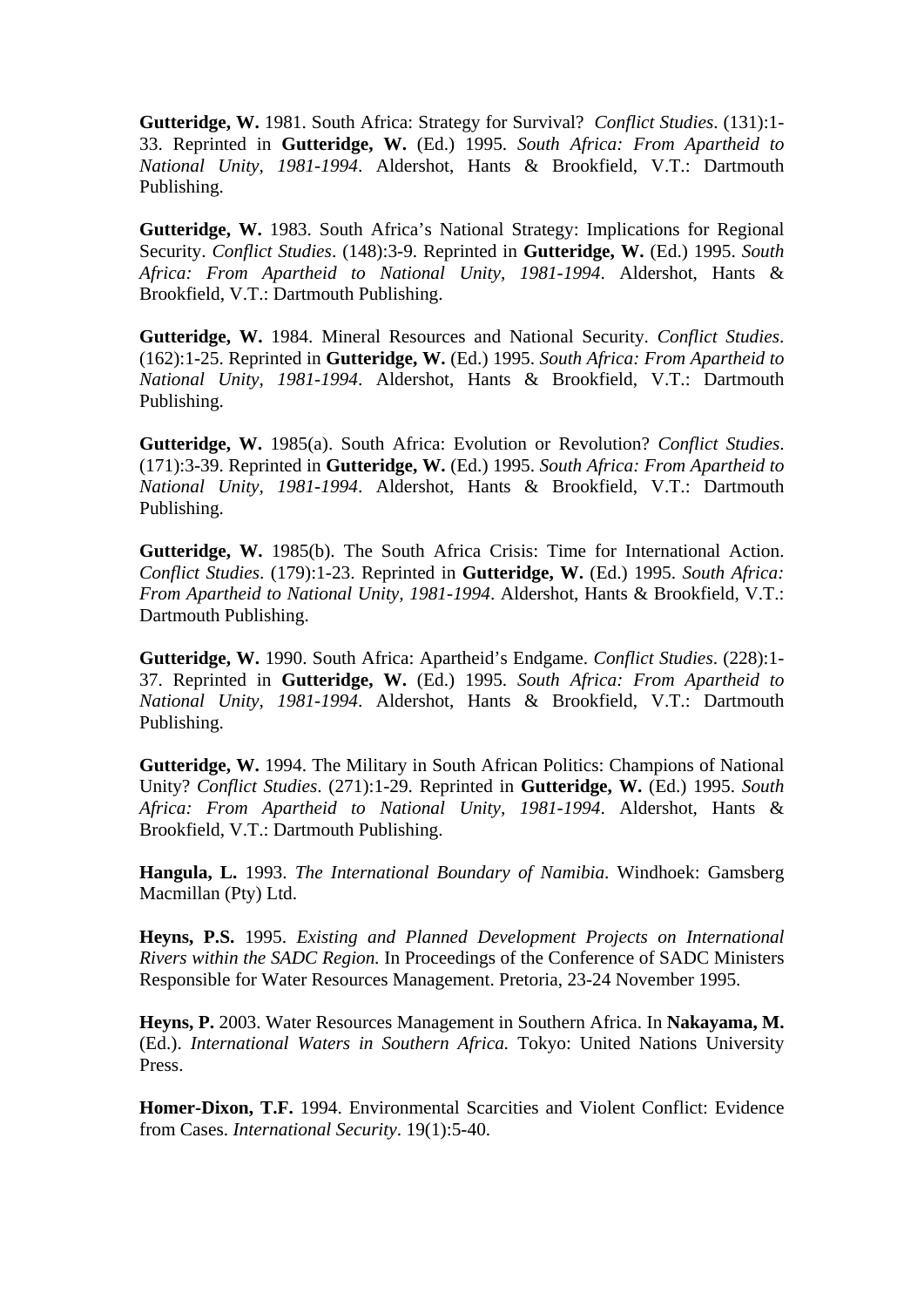**Gutteridge, W.** 1981. South Africa: Strategy for Survival? *Conflict Studies*. (131):1-33. Reprinted in **Gutteridge, W.** (Ed.) 1995. *South Africa: From Apartheid to National Unity, 1981-1994*. Aldershot, Hants & Brookfield, V.T.: Dartmouth Publishing.

**Gutteridge, W.** 1983. South Africa's National Strategy: Implications for Regional Security. *Conflict Studies*. (148):3-9. Reprinted in **Gutteridge, W.** (Ed.) 1995. *South Africa: From Apartheid to National Unity, 1981-1994*. Aldershot, Hants & Brookfield, V.T.: Dartmouth Publishing.

**Gutteridge, W.** 1984. Mineral Resources and National Security. *Conflict Studies*. (162):1-25. Reprinted in **Gutteridge, W.** (Ed.) 1995. *South Africa: From Apartheid to National Unity, 1981-1994*. Aldershot, Hants & Brookfield, V.T.: Dartmouth Publishing.

**Gutteridge, W.** 1985(a). South Africa: Evolution or Revolution? *Conflict Studies*. (171):3-39. Reprinted in **Gutteridge, W.** (Ed.) 1995. *South Africa: From Apartheid to National Unity, 1981-1994*. Aldershot, Hants & Brookfield, V.T.: Dartmouth Publishing.

**Gutteridge, W.** 1985(b). The South Africa Crisis: Time for International Action. *Conflict Studies*. (179):1-23. Reprinted in **Gutteridge, W.** (Ed.) 1995. *South Africa: From Apartheid to National Unity, 1981-1994*. Aldershot, Hants & Brookfield, V.T.: Dartmouth Publishing.

**Gutteridge, W.** 1990. South Africa: Apartheid's Endgame. *Conflict Studies*. (228):1-37. Reprinted in **Gutteridge, W.** (Ed.) 1995. *South Africa: From Apartheid to National Unity, 1981-1994*. Aldershot, Hants & Brookfield, V.T.: Dartmouth Publishing.

**Gutteridge, W.** 1994. The Military in South African Politics: Champions of National Unity? *Conflict Studies*. (271):1-29. Reprinted in **Gutteridge, W.** (Ed.) 1995. *South Africa: From Apartheid to National Unity, 1981-1994*. Aldershot, Hants & Brookfield, V.T.: Dartmouth Publishing.

**Hangula, L.** 1993. *The International Boundary of Namibia*. Windhoek: Gamsberg Macmillan (Pty) Ltd.

**Heyns, P.S.** 1995. *Existing and Planned Development Projects on International Rivers within the SADC Region.* In Proceedings of the Conference of SADC Ministers Responsible for Water Resources Management. Pretoria, 23-24 November 1995.

**Heyns, P.** 2003. Water Resources Management in Southern Africa. In **Nakayama, M.** (Ed.). *International Waters in Southern Africa.* Tokyo: United Nations University Press.

**Homer-Dixon, T.F.** 1994. Environmental Scarcities and Violent Conflict: Evidence from Cases. *International Security*. 19(1):5-40.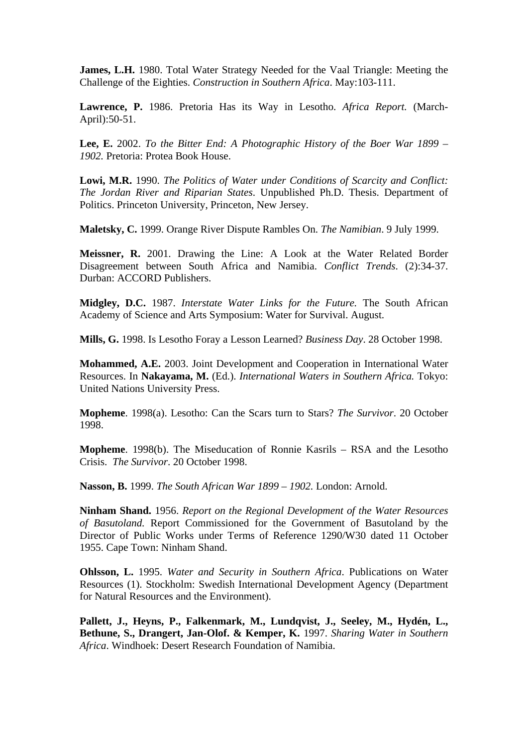**James, L.H.** 1980. Total Water Strategy Needed for the Vaal Triangle: Meeting the Challenge of the Eighties. *Construction in Southern Africa*. May:103-111.

**Lawrence, P.** 1986. Pretoria Has its Way in Lesotho. *Africa Report.* (March-April):50-51.

**Lee, E.** 2002. *To the Bitter End: A Photographic History of the Boer War 1899 – 1902.* Pretoria: Protea Book House.

**Lowi, M.R.** 1990. *The Politics of Water under Conditions of Scarcity and Conflict: The Jordan River and Riparian States*. Unpublished Ph.D. Thesis. Department of Politics. Princeton University, Princeton, New Jersey.

**Maletsky, C.** 1999. Orange River Dispute Rambles On. *The Namibian*. 9 July 1999.

**Meissner, R.** 2001. Drawing the Line: A Look at the Water Related Border Disagreement between South Africa and Namibia. *Conflict Trends*. (2):34-37. Durban: ACCORD Publishers.

**Midgley, D.C.** 1987. *Interstate Water Links for the Future.* The South African Academy of Science and Arts Symposium: Water for Survival. August.

**Mills, G.** 1998. Is Lesotho Foray a Lesson Learned? *Business Day*. 28 October 1998.

**Mohammed, A.E.** 2003. Joint Development and Cooperation in International Water Resources. In **Nakayama, M.** (Ed.). *International Waters in Southern Africa.* Tokyo: United Nations University Press.

**Mopheme**. 1998(a). Lesotho: Can the Scars turn to Stars? *The Survivor*. 20 October 1998.

**Mopheme**. 1998(b). The Miseducation of Ronnie Kasrils – RSA and the Lesotho Crisis. *The Survivor*. 20 October 1998.

**Nasson, B.** 1999. *The South African War 1899 – 1902.* London: Arnold.

**Ninham Shand.** 1956. *Report on the Regional Development of the Water Resources of Basutoland.* Report Commissioned for the Government of Basutoland by the Director of Public Works under Terms of Reference 1290/W30 dated 11 October 1955. Cape Town: Ninham Shand.

**Ohlsson, L.** 1995. *Water and Security in Southern Africa*. Publications on Water Resources (1). Stockholm: Swedish International Development Agency (Department for Natural Resources and the Environment).

**Pallett, J., Heyns, P., Falkenmark, M., Lundqvist, J., Seeley, M., Hydén, L., Bethune, S., Drangert, Jan-Olof. & Kemper, K.** 1997. *Sharing Water in Southern Africa*. Windhoek: Desert Research Foundation of Namibia.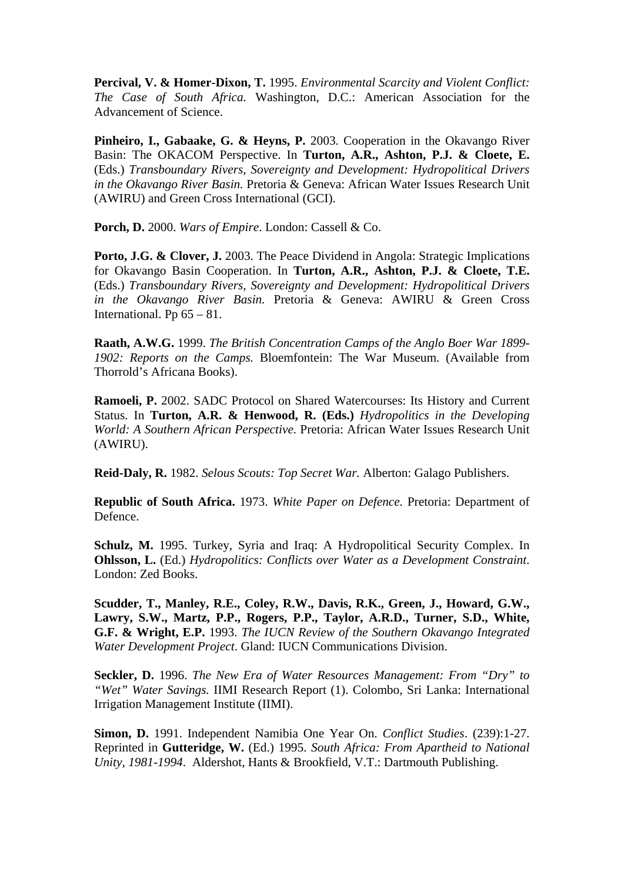**Percival, V. & Homer-Dixon, T.** 1995. *Environmental Scarcity and Violent Conflict: The Case of South Africa.* Washington, D.C.: American Association for the Advancement of Science.

**Pinheiro, I., Gabaake, G. & Heyns, P.** 2003. Cooperation in the Okavango River Basin: The OKACOM Perspective. In **Turton, A.R., Ashton, P.J. & Cloete, E.** (Eds.) *Transboundary Rivers, Sovereignty and Development: Hydropolitical Drivers in the Okavango River Basin.* Pretoria & Geneva: African Water Issues Research Unit (AWIRU) and Green Cross International (GCI).

**Porch, D.** 2000. *Wars of Empire*. London: Cassell & Co.

**Porto, J.G. & Clover, J.** 2003. The Peace Dividend in Angola: Strategic Implications for Okavango Basin Cooperation. In **Turton, A.R., Ashton, P.J. & Cloete, T.E.** (Eds.) *Transboundary Rivers, Sovereignty and Development: Hydropolitical Drivers in the Okavango River Basin.* Pretoria & Geneva: AWIRU & Green Cross International. Pp 65 – 81.

**Raath, A.W.G.** 1999. *The British Concentration Camps of the Anglo Boer War 1899-1902: Reports on the Camps.* Bloemfontein: The War Museum. (Available from Thorrold's Africana Books).

**Ramoeli, P.** 2002. SADC Protocol on Shared Watercourses: Its History and Current Status. In **Turton, A.R. & Henwood, R. (Eds.)** *Hydropolitics in the Developing World: A Southern African Perspective.* Pretoria: African Water Issues Research Unit (AWIRU).

**Reid-Daly, R.** 1982. *Selous Scouts: Top Secret War.* Alberton: Galago Publishers.

**Republic of South Africa.** 1973. *White Paper on Defence.* Pretoria: Department of Defence.

**Schulz, M.** 1995. Turkey, Syria and Iraq: A Hydropolitical Security Complex. In **Ohlsson, L.** (Ed.) *Hydropolitics: Conflicts over Water as a Development Constraint.* London: Zed Books.

**Scudder, T., Manley, R.E., Coley, R.W., Davis, R.K., Green, J., Howard, G.W., Lawry, S.W., Martz, P.P., Rogers, P.P., Taylor, A.R.D., Turner, S.D., White, G.F. & Wright, E.P.** 1993. *The IUCN Review of the Southern Okavango Integrated Water Development Project*. Gland: IUCN Communications Division.

**Seckler, D.** 1996. *The New Era of Water Resources Management: From "Dry" to "Wet" Water Savings.* IIMI Research Report (1). Colombo, Sri Lanka: International Irrigation Management Institute (IIMI).

**Simon, D.** 1991. Independent Namibia One Year On. *Conflict Studies*. (239):1-27. Reprinted in **Gutteridge, W.** (Ed.) 1995. *South Africa: From Apartheid to National Unity, 1981-1994*. Aldershot, Hants & Brookfield, V.T.: Dartmouth Publishing.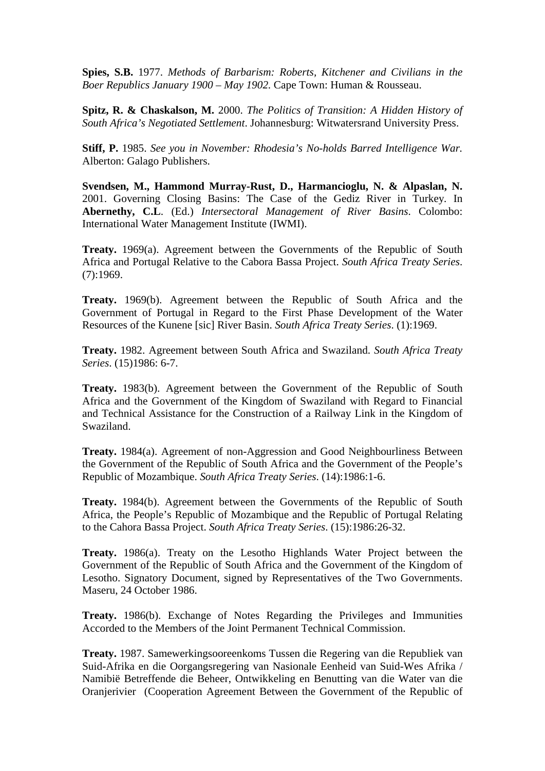**Spies, S.B.** 1977. *Methods of Barbarism: Roberts, Kitchener and Civilians in the Boer Republics January 1900 – May 1902.* Cape Town: Human & Rousseau.

**Spitz, R. & Chaskalson, M.** 2000. *The Politics of Transition: A Hidden History of South Africa's Negotiated Settlement*. Johannesburg: Witwatersrand University Press.

**Stiff, P.** 1985. *See you in November: Rhodesia's No-holds Barred Intelligence War.* Alberton: Galago Publishers.

**Svendsen, M., Hammond Murray-Rust, D., Harmancioglu, N. & Alpaslan, N.** 2001. Governing Closing Basins: The Case of the Gediz River in Turkey. In **Abernethy, C.L**. (Ed.) *Intersectoral Management of River Basins*. Colombo: International Water Management Institute (IWMI).

**Treaty.** 1969(a). Agreement between the Governments of the Republic of South Africa and Portugal Relative to the Cabora Bassa Project. *South Africa Treaty Series*. (7):1969.

**Treaty.** 1969(b). Agreement between the Republic of South Africa and the Government of Portugal in Regard to the First Phase Development of the Water Resources of the Kunene [sic] River Basin. *South Africa Treaty Series*. (1):1969.

**Treaty.** 1982. Agreement between South Africa and Swaziland. *South Africa Treaty Series*. (15)1986: 6-7.

**Treaty.** 1983(b). Agreement between the Government of the Republic of South Africa and the Government of the Kingdom of Swaziland with Regard to Financial and Technical Assistance for the Construction of a Railway Link in the Kingdom of Swaziland.

**Treaty.** 1984(a). Agreement of non-Aggression and Good Neighbourliness Between the Government of the Republic of South Africa and the Government of the People's Republic of Mozambique. *South Africa Treaty Series*. (14):1986:1-6.

**Treaty.** 1984(b). Agreement between the Governments of the Republic of South Africa, the People's Republic of Mozambique and the Republic of Portugal Relating to the Cahora Bassa Project. *South Africa Treaty Series*. (15):1986:26-32.

**Treaty.** 1986(a). Treaty on the Lesotho Highlands Water Project between the Government of the Republic of South Africa and the Government of the Kingdom of Lesotho. Signatory Document, signed by Representatives of the Two Governments. Maseru, 24 October 1986.

**Treaty.** 1986(b). Exchange of Notes Regarding the Privileges and Immunities Accorded to the Members of the Joint Permanent Technical Commission.

**Treaty.** 1987. Samewerkingsooreenkoms Tussen die Regering van die Republiek van Suid-Afrika en die Oorgangsregering van Nasionale Eenheid van Suid-Wes Afrika / Namibië Betreffende die Beheer, Ontwikkeling en Benutting van die Water van die Oranjerivier (Cooperation Agreement Between the Government of the Republic of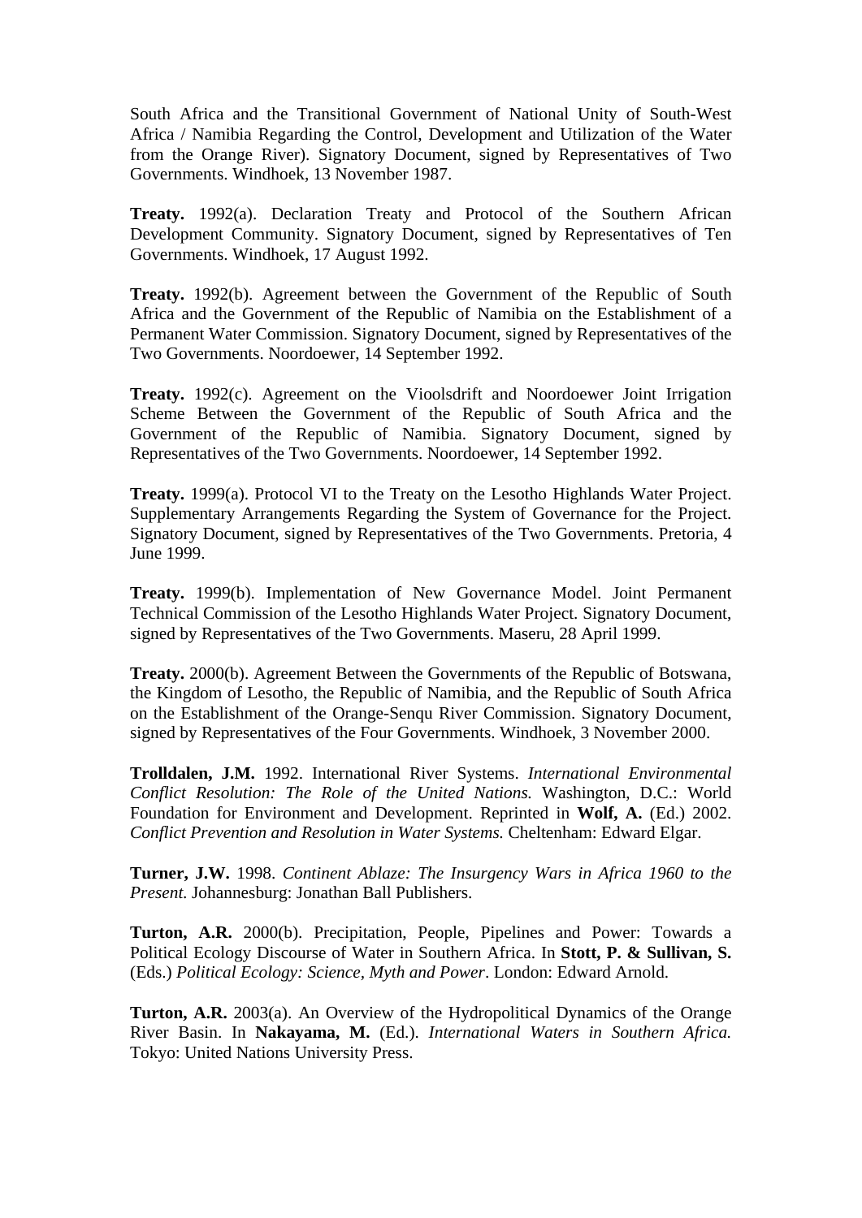South Africa and the Transitional Government of National Unity of South-West Africa / Namibia Regarding the Control, Development and Utilization of the Water from the Orange River). Signatory Document, signed by Representatives of Two Governments. Windhoek, 13 November 1987.

**Treaty.** 1992(a). Declaration Treaty and Protocol of the Southern African Development Community. Signatory Document, signed by Representatives of Ten Governments. Windhoek, 17 August 1992.

**Treaty.** 1992(b). Agreement between the Government of the Republic of South Africa and the Government of the Republic of Namibia on the Establishment of a Permanent Water Commission. Signatory Document, signed by Representatives of the Two Governments. Noordoewer, 14 September 1992.

**Treaty.** 1992(c). Agreement on the Vioolsdrift and Noordoewer Joint Irrigation Scheme Between the Government of the Republic of South Africa and the Government of the Republic of Namibia. Signatory Document, signed by Representatives of the Two Governments. Noordoewer, 14 September 1992.

**Treaty.** 1999(a). Protocol VI to the Treaty on the Lesotho Highlands Water Project. Supplementary Arrangements Regarding the System of Governance for the Project. Signatory Document, signed by Representatives of the Two Governments. Pretoria, 4 June 1999.

**Treaty.** 1999(b). Implementation of New Governance Model. Joint Permanent Technical Commission of the Lesotho Highlands Water Project. Signatory Document, signed by Representatives of the Two Governments. Maseru, 28 April 1999.

**Treaty.** 2000(b). Agreement Between the Governments of the Republic of Botswana, the Kingdom of Lesotho, the Republic of Namibia, and the Republic of South Africa on the Establishment of the Orange-Senqu River Commission. Signatory Document, signed by Representatives of the Four Governments. Windhoek, 3 November 2000.

**Trolldalen, J.M.** 1992. International River Systems. *International Environmental Conflict Resolution: The Role of the United Nations.* Washington, D.C.: World Foundation for Environment and Development. Reprinted in **Wolf, A.** (Ed.) 2002. *Conflict Prevention and Resolution in Water Systems.* Cheltenham: Edward Elgar.

**Turner, J.W.** 1998. *Continent Ablaze: The Insurgency Wars in Africa 1960 to the Present.* Johannesburg: Jonathan Ball Publishers.

**Turton, A.R.** 2000(b). Precipitation, People, Pipelines and Power: Towards a Political Ecology Discourse of Water in Southern Africa. In **Stott, P. & Sullivan, S.** (Eds.) *Political Ecology: Science, Myth and Power*. London: Edward Arnold.

**Turton, A.R.** 2003(a). An Overview of the Hydropolitical Dynamics of the Orange River Basin. In **Nakayama, M.** (Ed.). *International Waters in Southern Africa.* Tokyo: United Nations University Press.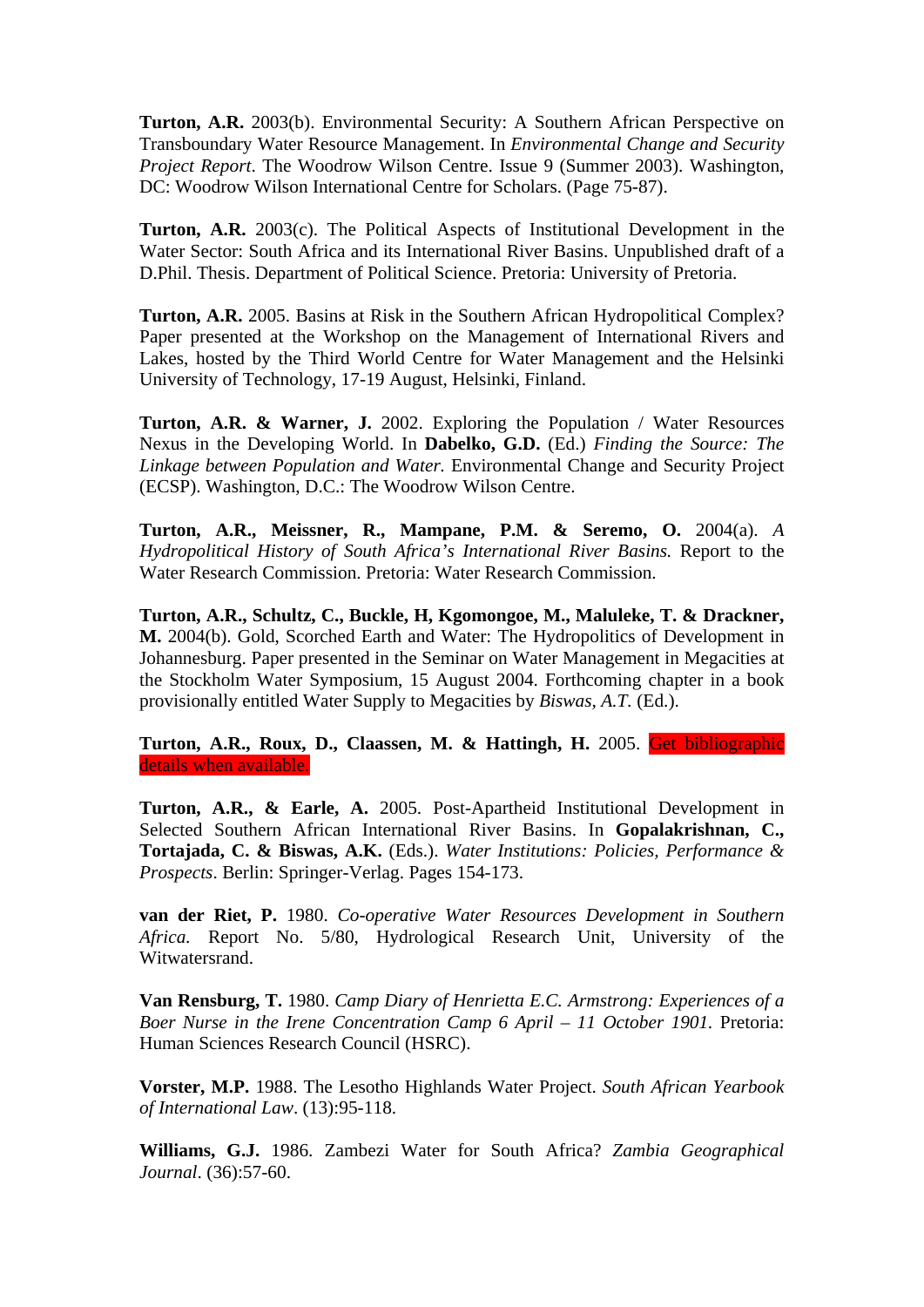**Turton, A.R.** 2003(b). Environmental Security: A Southern African Perspective on Transboundary Water Resource Management. In *Environmental Change and Security Project Report*. The Woodrow Wilson Centre. Issue 9 (Summer 2003). Washington, DC: Woodrow Wilson International Centre for Scholars. (Page 75-87).

**Turton, A.R.** 2003(c). The Political Aspects of Institutional Development in the Water Sector: South Africa and its International River Basins. Unpublished draft of a D.Phil. Thesis. Department of Political Science. Pretoria: University of Pretoria.

**Turton, A.R.** 2005. Basins at Risk in the Southern African Hydropolitical Complex? Paper presented at the Workshop on the Management of International Rivers and Lakes, hosted by the Third World Centre for Water Management and the Helsinki University of Technology, 17-19 August, Helsinki, Finland.

**Turton, A.R. & Warner, J.** 2002. Exploring the Population / Water Resources Nexus in the Developing World. In **Dabelko, G.D.** (Ed.) *Finding the Source: The Linkage between Population and Water.* Environmental Change and Security Project (ECSP). Washington, D.C.: The Woodrow Wilson Centre.

**Turton, A.R., Meissner, R., Mampane, P.M. & Seremo, O.** 2004(a). *A Hydropolitical History of South Africa's International River Basins.* Report to the Water Research Commission. Pretoria: Water Research Commission.

**Turton, A.R., Schultz, C., Buckle, H, Kgomongoe, M., Maluleke, T. & Drackner, M.** 2004(b). Gold, Scorched Earth and Water: The Hydropolitics of Development in Johannesburg. Paper presented in the Seminar on Water Management in Megacities at the Stockholm Water Symposium, 15 August 2004. Forthcoming chapter in a book provisionally entitled Water Supply to Megacities by *Biswas, A.T.* (Ed.).

**Turton, A.R., Roux, D., Claassen, M. & Hattingh, H.** 2005. Get bibliographic details when available.

**Turton, A.R., & Earle, A.** 2005. Post-Apartheid Institutional Development in Selected Southern African International River Basins. In **Gopalakrishnan, C., Tortajada, C. & Biswas, A.K.** (Eds.). *Water Institutions: Policies, Performance & Prospects*. Berlin: Springer-Verlag. Pages 154-173.

**van der Riet, P.** 1980. *Co-operative Water Resources Development in Southern Africa.* Report No. 5/80, Hydrological Research Unit, University of the Witwatersrand.

**Van Rensburg, T.** 1980. *Camp Diary of Henrietta E.C. Armstrong: Experiences of a Boer Nurse in the Irene Concentration Camp 6 April – 11 October 1901.* Pretoria: Human Sciences Research Council (HSRC).

**Vorster, M.P.** 1988. The Lesotho Highlands Water Project. *South African Yearbook of International Law*. (13):95-118.

**Williams, G.J.** 1986. Zambezi Water for South Africa? *Zambia Geographical Journal*. (36):57-60.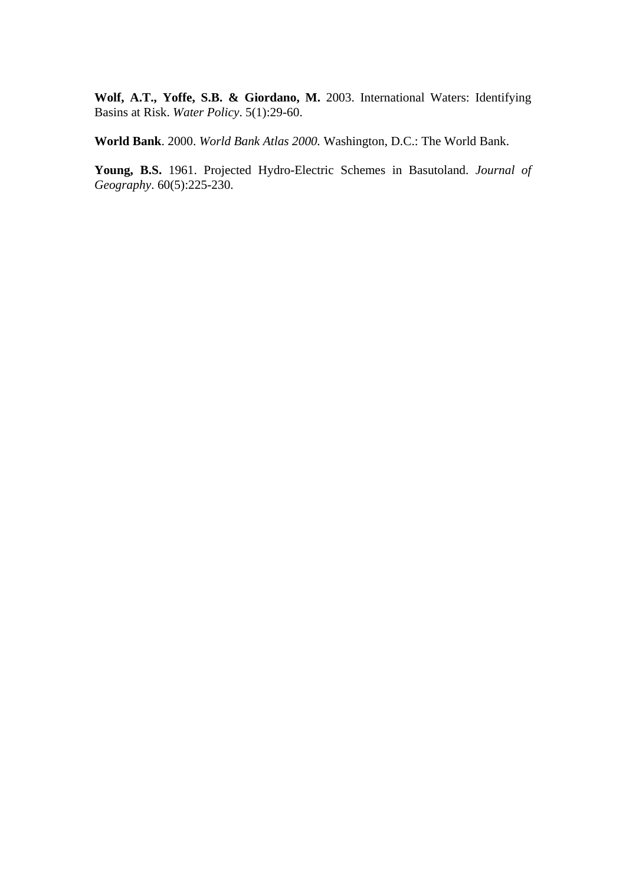**Wolf, A.T., Yoffe, S.B. & Giordano, M.** 2003. International Waters: Identifying Basins at Risk. *Water Policy*. 5(1):29-60.

**World Bank**. 2000. *World Bank Atlas 2000.* Washington, D.C.: The World Bank.

**Young, B.S.** 1961. Projected Hydro-Electric Schemes in Basutoland. *Journal of Geography*. 60(5):225-230.